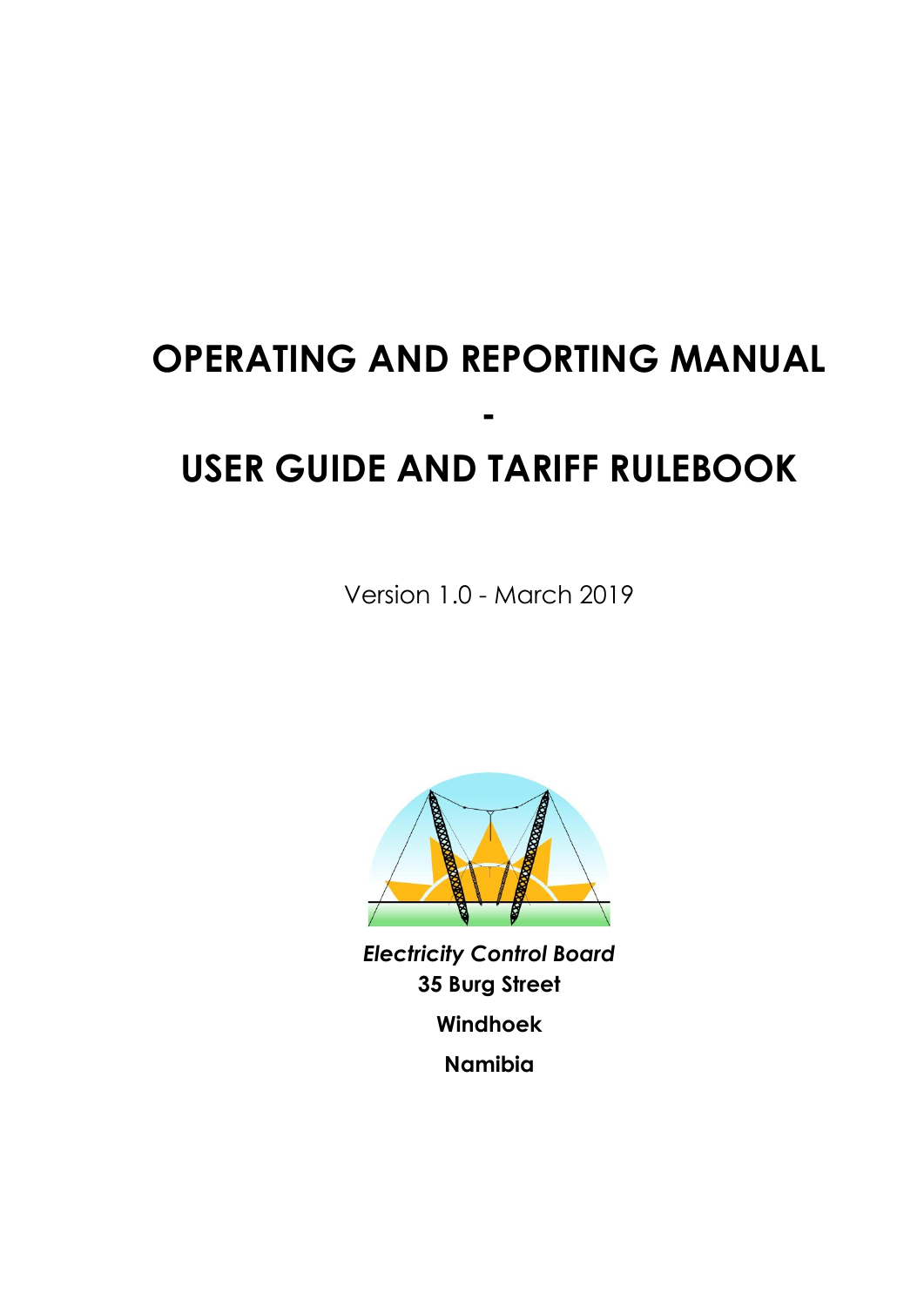# OPERATING AND REPORTING MANUAL

-

# USER GUIDE AND TARIFF RULEBOOK

Version 1.0 - March 2019

*Electricity Control Board*

**35 Burg Street**

**Windhoek**

**Namibia**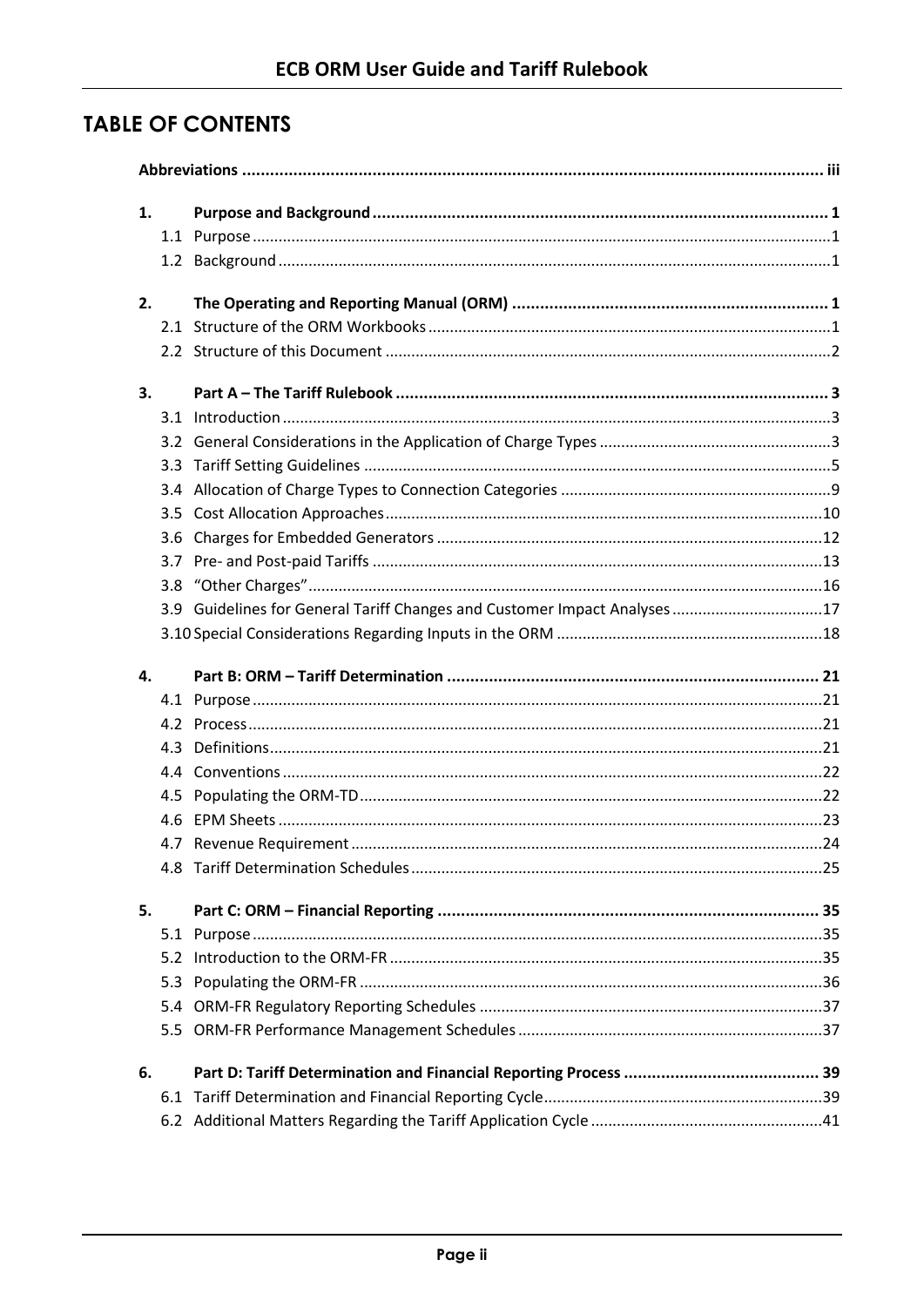## TABLE OF CONTENTS

**Abbreviations** .......... iii

**1. Purpose and Background** .......... 1

- 1.1 Purpose .......... 1
- 1.2 Background .......... 1

**2. The Operating and Reporting Manual (ORM)** .......... 1

- 2.1 Structure of the ORM Workbooks .......... 1
- 2.2 Structure of this Document .......... 2

**3. Part A – The Tariff Rulebook** .......... 3

- 3.1 Introduction .......... 3
- 3.2 General Considerations in the Application of Charge Types .......... 3
- 3.3 Tariff Setting Guidelines .......... 5
- 3.4 Allocation of Charge Types to Connection Categories .......... 9
- 3.5 Cost Allocation Approaches .......... 10
- 3.6 Charges for Embedded Generators .......... 12
- 3.7 Pre- and Post-paid Tariffs .......... 13
- 3.8 "Other Charges" .......... 16
- 3.9 Guidelines for General Tariff Changes and Customer Impact Analyses .......... 17
- 3.10 Special Considerations Regarding Inputs in the ORM .......... 18

**4. Part B: ORM – Tariff Determination** .......... 21

- 4.1 Purpose .......... 21
- 4.2 Process .......... 21
- 4.3 Definitions .......... 21
- 4.4 Conventions .......... 22
- 4.5 Populating the ORM-TD .......... 22
- 4.6 EPM Sheets .......... 23
- 4.7 Revenue Requirement .......... 24
- 4.8 Tariff Determination Schedules .......... 25

**5. Part C: ORM – Financial Reporting** .......... 35

- 5.1 Purpose .......... 35
- 5.2 Introduction to the ORM-FR .......... 35
- 5.3 Populating the ORM-FR .......... 36
- 5.4 ORM-FR Regulatory Reporting Schedules .......... 37
- 5.5 ORM-FR Performance Management Schedules .......... 37

**6. Part D: Tariff Determination and Financial Reporting Process** .......... 39

- 6.1 Tariff Determination and Financial Reporting Cycle .......... 39
- 6.2 Additional Matters Regarding the Tariff Application Cycle .......... 41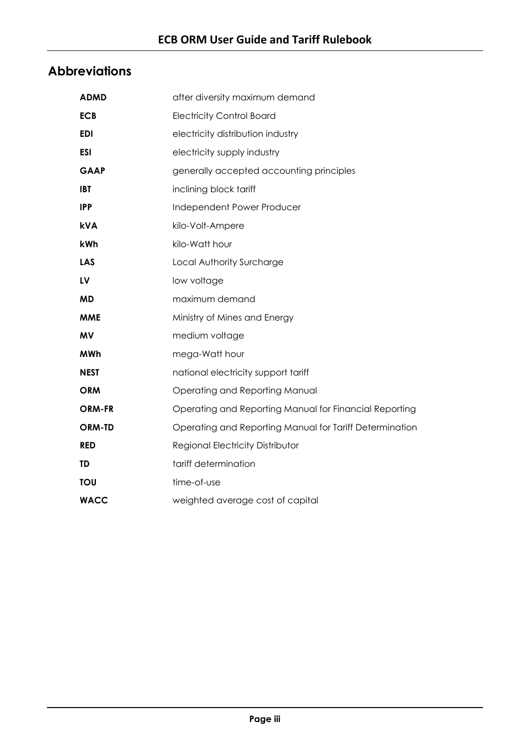## Abbreviations

| | |
|---|---|
| **ADMD** | after diversity maximum demand |
| **ECB** | Electricity Control Board |
| **EDI** | electricity distribution industry |
| **ESI** | electricity supply industry |
| **GAAP** | generally accepted accounting principles |
| **IBT** | inclining block tariff |
| **IPP** | Independent Power Producer |
| **kVA** | kilo-Volt-Ampere |
| **kWh** | kilo-Watt hour |
| **LAS** | Local Authority Surcharge |
| **LV** | low voltage |
| **MD** | maximum demand |
| **MME** | Ministry of Mines and Energy |
| **MV** | medium voltage |
| **MWh** | mega-Watt hour |
| **NEST** | national electricity support tariff |
| **ORM** | Operating and Reporting Manual |
| **ORM-FR** | Operating and Reporting Manual for Financial Reporting |
| **ORM-TD** | Operating and Reporting Manual for Tariff Determination |
| **RED** | Regional Electricity Distributor |
| **TD** | tariff determination |
| **TOU** | time-of-use |
| **WACC** | weighted average cost of capital |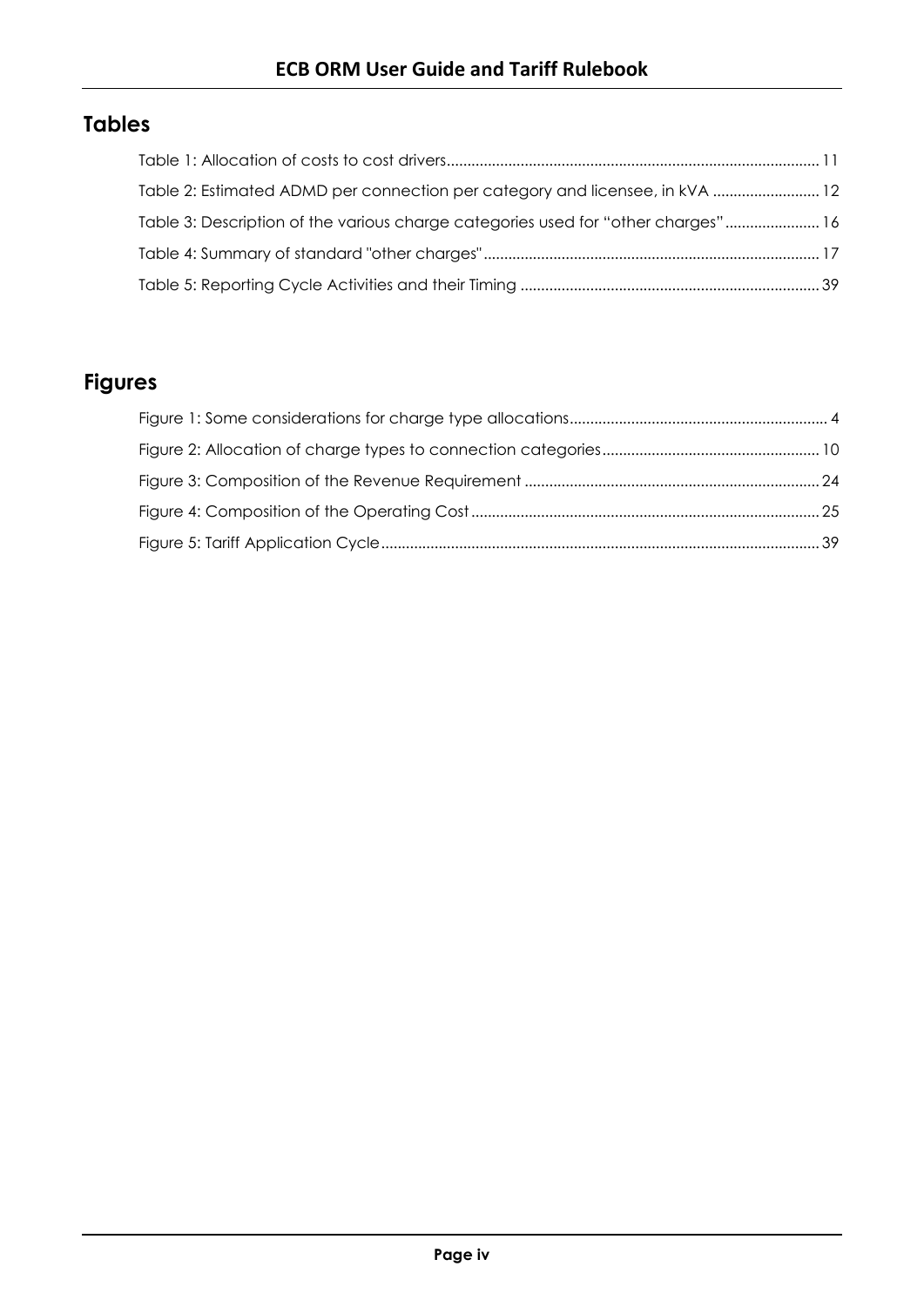## Tables

Table 1: Allocation of costs to cost drivers ........................................................................................ 11

Table 2: Estimated ADMD per connection per category and licensee, in kVA .......................... 12

Table 3: Description of the various charge categories used for "other charges" ....................... 16

Table 4: Summary of standard "other charges" ................................................................................ 17

Table 5: Reporting Cycle Activities and their Timing ........................................................................ 39

## Figures

Figure 1: Some considerations for charge type allocations .............................................................. 4

Figure 2: Allocation of charge types to connection categories ..................................................... 10

Figure 3: Composition of the Revenue Requirement ....................................................................... 24

Figure 4: Composition of the Operating Cost .................................................................................... 25

Figure 5: Tariff Application Cycle ......................................................................................................... 39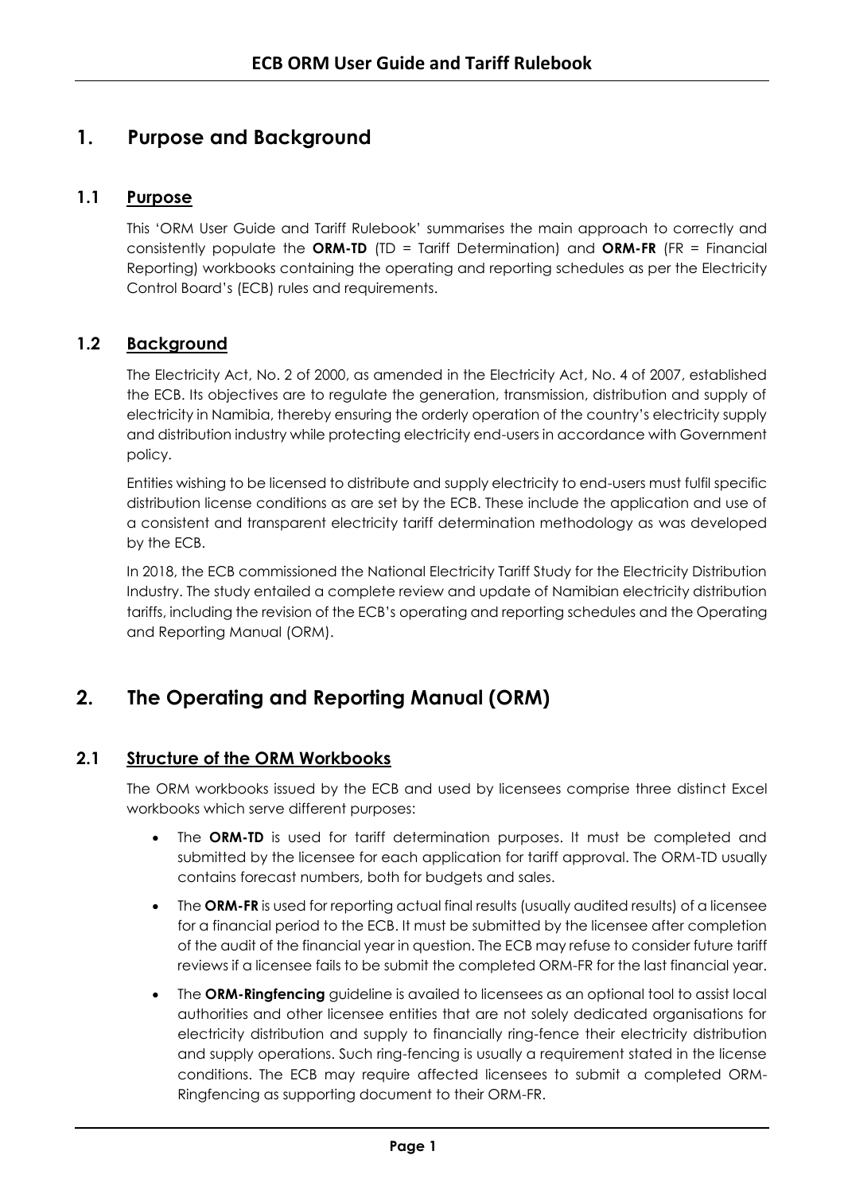# 1. Purpose and Background

## 1.1 Purpose

This 'ORM User Guide and Tariff Rulebook' summarises the main approach to correctly and consistently populate the **ORM-TD** (TD = Tariff Determination) and **ORM-FR** (FR = Financial Reporting) workbooks containing the operating and reporting schedules as per the Electricity Control Board's (ECB) rules and requirements.

## 1.2 Background

The Electricity Act, No. 2 of 2000, as amended in the Electricity Act, No. 4 of 2007, established the ECB. Its objectives are to regulate the generation, transmission, distribution and supply of electricity in Namibia, thereby ensuring the orderly operation of the country's electricity supply and distribution industry while protecting electricity end-users in accordance with Government policy.

Entities wishing to be licensed to distribute and supply electricity to end-users must fulfil specific distribution license conditions as are set by the ECB. These include the application and use of a consistent and transparent electricity tariff determination methodology as was developed by the ECB.

In 2018, the ECB commissioned the National Electricity Tariff Study for the Electricity Distribution Industry. The study entailed a complete review and update of Namibian electricity distribution tariffs, including the revision of the ECB's operating and reporting schedules and the Operating and Reporting Manual (ORM).

# 2. The Operating and Reporting Manual (ORM)

## 2.1 Structure of the ORM Workbooks

The ORM workbooks issued by the ECB and used by licensees comprise three distinct Excel workbooks which serve different purposes:

- The **ORM-TD** is used for tariff determination purposes. It must be completed and submitted by the licensee for each application for tariff approval. The ORM-TD usually contains forecast numbers, both for budgets and sales.
- The **ORM-FR** is used for reporting actual final results (usually audited results) of a licensee for a financial period to the ECB. It must be submitted by the licensee after completion of the audit of the financial year in question. The ECB may refuse to consider future tariff reviews if a licensee fails to be submit the completed ORM-FR for the last financial year.
- The **ORM-Ringfencing** guideline is availed to licensees as an optional tool to assist local authorities and other licensee entities that are not solely dedicated organisations for electricity distribution and supply to financially ring-fence their electricity distribution and supply operations. Such ring-fencing is usually a requirement stated in the license conditions. The ECB may require affected licensees to submit a completed ORM-Ringfencing as supporting document to their ORM-FR.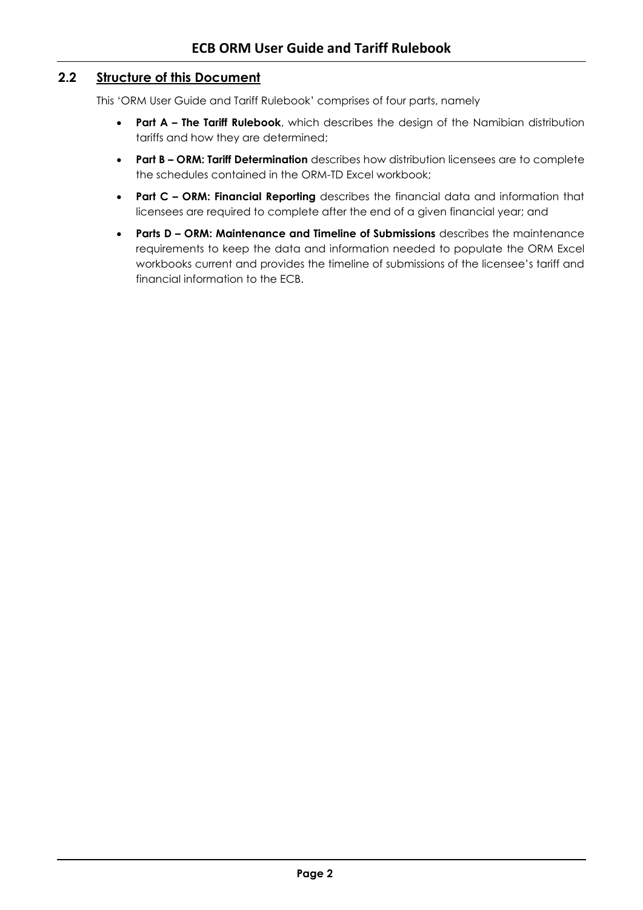## 2.2 Structure of this Document

This 'ORM User Guide and Tariff Rulebook' comprises of four parts, namely

- **Part A – The Tariff Rulebook**, which describes the design of the Namibian distribution tariffs and how they are determined;
- **Part B – ORM: Tariff Determination** describes how distribution licensees are to complete the schedules contained in the ORM-TD Excel workbook;
- **Part C – ORM: Financial Reporting** describes the financial data and information that licensees are required to complete after the end of a given financial year; and
- **Parts D – ORM: Maintenance and Timeline of Submissions** describes the maintenance requirements to keep the data and information needed to populate the ORM Excel workbooks current and provides the timeline of submissions of the licensee's tariff and financial information to the ECB.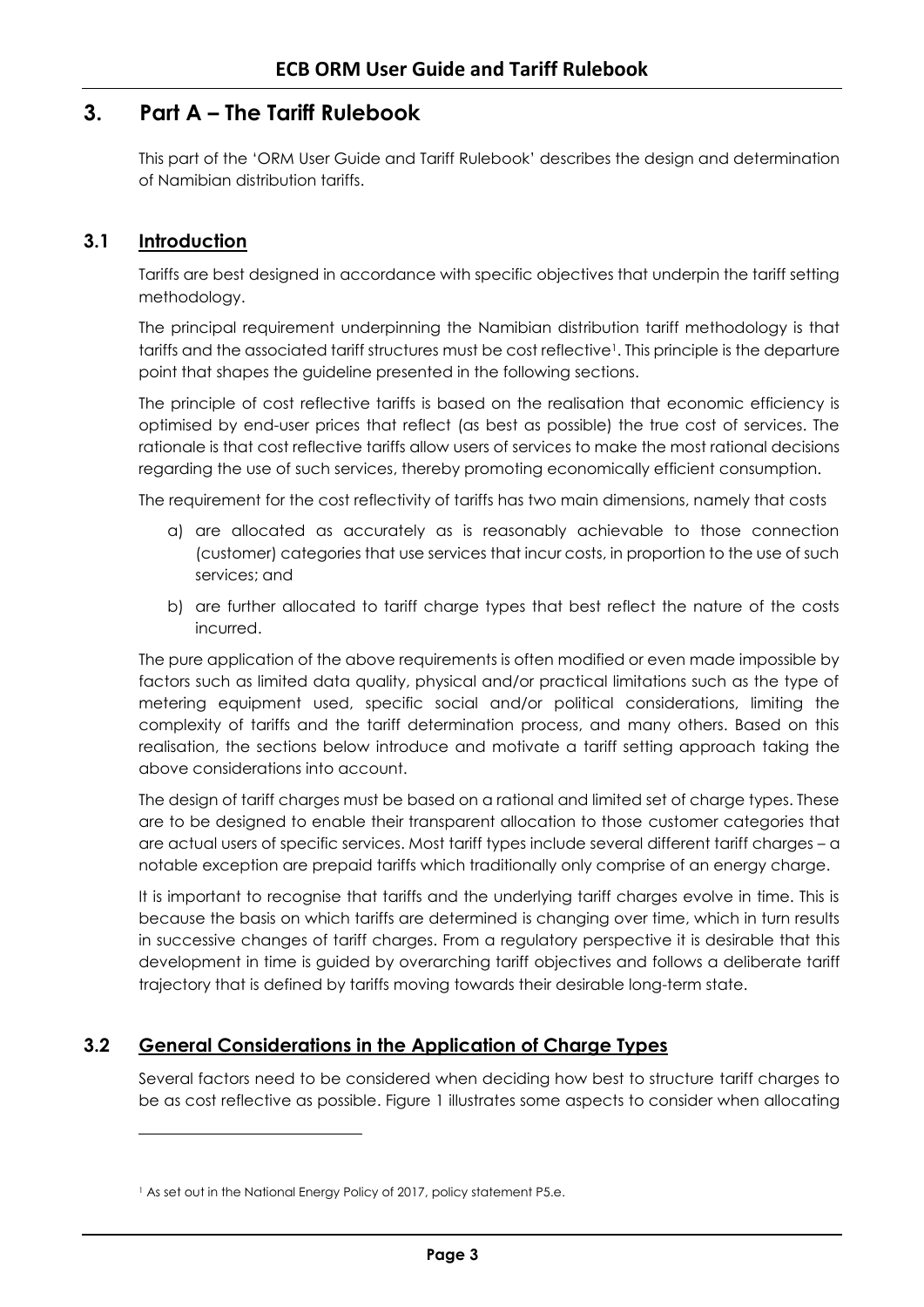# 3. Part A – The Tariff Rulebook

This part of the 'ORM User Guide and Tariff Rulebook' describes the design and determination of Namibian distribution tariffs.

## 3.1 Introduction

Tariffs are best designed in accordance with specific objectives that underpin the tariff setting methodology.

The principal requirement underpinning the Namibian distribution tariff methodology is that tariffs and the associated tariff structures must be cost reflective[1]. This principle is the departure point that shapes the guideline presented in the following sections.

The principle of cost reflective tariffs is based on the realisation that economic efficiency is optimised by end-user prices that reflect (as best as possible) the true cost of services. The rationale is that cost reflective tariffs allow users of services to make the most rational decisions regarding the use of such services, thereby promoting economically efficient consumption.

The requirement for the cost reflectivity of tariffs has two main dimensions, namely that costs

a) are allocated as accurately as is reasonably achievable to those connection (customer) categories that use services that incur costs, in proportion to the use of such services; and

b) are further allocated to tariff charge types that best reflect the nature of the costs incurred.

The pure application of the above requirements is often modified or even made impossible by factors such as limited data quality, physical and/or practical limitations such as the type of metering equipment used, specific social and/or political considerations, limiting the complexity of tariffs and the tariff determination process, and many others. Based on this realisation, the sections below introduce and motivate a tariff setting approach taking the above considerations into account.

The design of tariff charges must be based on a rational and limited set of charge types. These are to be designed to enable their transparent allocation to those customer categories that are actual users of specific services. Most tariff types include several different tariff charges – a notable exception are prepaid tariffs which traditionally only comprise of an energy charge.

It is important to recognise that tariffs and the underlying tariff charges evolve in time. This is because the basis on which tariffs are determined is changing over time, which in turn results in successive changes of tariff charges. From a regulatory perspective it is desirable that this development in time is guided by overarching tariff objectives and follows a deliberate tariff trajectory that is defined by tariffs moving towards their desirable long-term state.

## 3.2 General Considerations in the Application of Charge Types

Several factors need to be considered when deciding how best to structure tariff charges to be as cost reflective as possible. Figure 1 illustrates some aspects to consider when allocating

[1] As set out in the National Energy Policy of 2017, policy statement P5.e.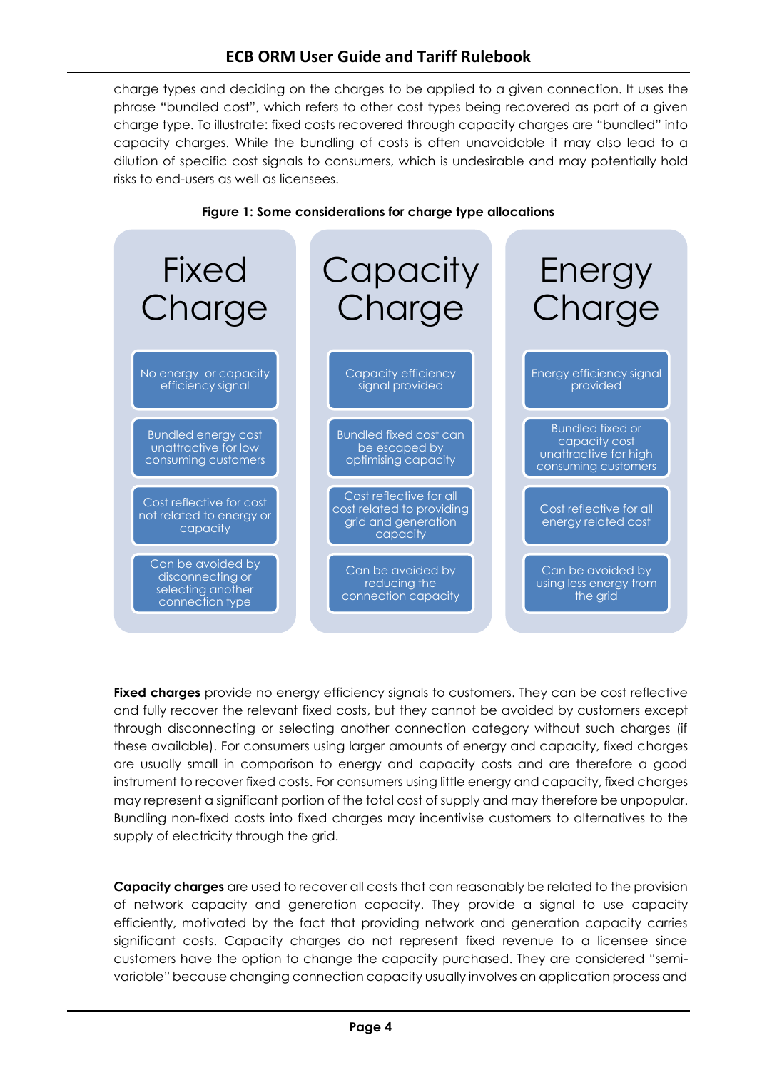charge types and deciding on the charges to be applied to a given connection. It uses the phrase "bundled cost", which refers to other cost types being recovered as part of a given charge type. To illustrate: fixed costs recovered through capacity charges are "bundled" into capacity charges. While the bundling of costs is often unavoidable it may also lead to a dilution of specific cost signals to consumers, which is undesirable and may potentially hold risks to end-users as well as licensees.

**Figure 1: Some considerations for charge type allocations**

| Fixed Charge | Capacity Charge | Energy Charge |
|---|---|---|
| No energy or capacity efficiency signal | Capacity efficiency signal provided | Energy efficiency signal provided |
| Bundled energy cost unattractive for low consuming customers | Bundled fixed cost can be escaped by optimising capacity | Bundled fixed or capacity cost unattractive for high consuming customers |
| Cost reflective for cost not related to energy or capacity | Cost reflective for all cost related to providing grid and generation capacity | Cost reflective for all energy related cost |
| Can be avoided by disconnecting or selecting another connection type | Can be avoided by reducing the connection capacity | Can be avoided by using less energy from the grid |

**Fixed charges** provide no energy efficiency signals to customers. They can be cost reflective and fully recover the relevant fixed costs, but they cannot be avoided by customers except through disconnecting or selecting another connection category without such charges (if these available). For consumers using larger amounts of energy and capacity, fixed charges are usually small in comparison to energy and capacity costs and are therefore a good instrument to recover fixed costs. For consumers using little energy and capacity, fixed charges may represent a significant portion of the total cost of supply and may therefore be unpopular. Bundling non-fixed costs into fixed charges may incentivise customers to alternatives to the supply of electricity through the grid.

**Capacity charges** are used to recover all costs that can reasonably be related to the provision of network capacity and generation capacity. They provide a signal to use capacity efficiently, motivated by the fact that providing network and generation capacity carries significant costs. Capacity charges do not represent fixed revenue to a licensee since customers have the option to change the capacity purchased. They are considered "semi-variable" because changing connection capacity usually involves an application process and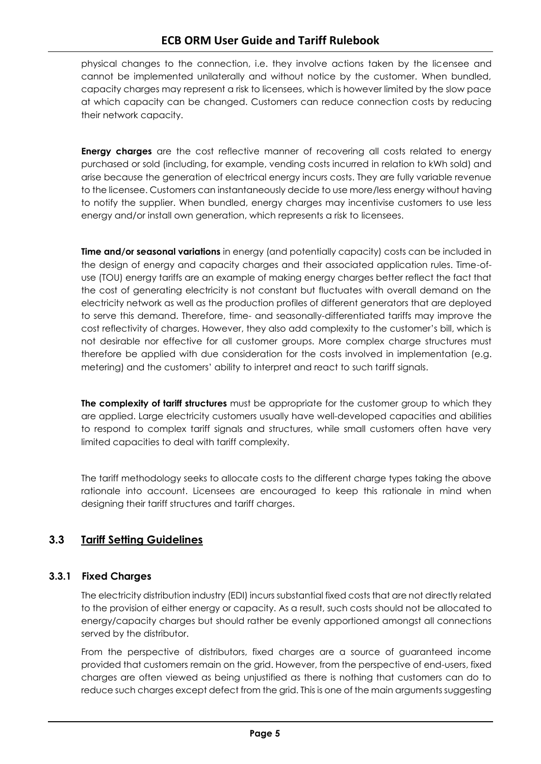physical changes to the connection, i.e. they involve actions taken by the licensee and cannot be implemented unilaterally and without notice by the customer. When bundled, capacity charges may represent a risk to licensees, which is however limited by the slow pace at which capacity can be changed. Customers can reduce connection costs by reducing their network capacity.

**Energy charges** are the cost reflective manner of recovering all costs related to energy purchased or sold (including, for example, vending costs incurred in relation to kWh sold) and arise because the generation of electrical energy incurs costs. They are fully variable revenue to the licensee. Customers can instantaneously decide to use more/less energy without having to notify the supplier. When bundled, energy charges may incentivise customers to use less energy and/or install own generation, which represents a risk to licensees.

**Time and/or seasonal variations** in energy (and potentially capacity) costs can be included in the design of energy and capacity charges and their associated application rules. Time-of-use (TOU) energy tariffs are an example of making energy charges better reflect the fact that the cost of generating electricity is not constant but fluctuates with overall demand on the electricity network as well as the production profiles of different generators that are deployed to serve this demand. Therefore, time- and seasonally-differentiated tariffs may improve the cost reflectivity of charges. However, they also add complexity to the customer's bill, which is not desirable nor effective for all customer groups. More complex charge structures must therefore be applied with due consideration for the costs involved in implementation (e.g. metering) and the customers' ability to interpret and react to such tariff signals.

**The complexity of tariff structures** must be appropriate for the customer group to which they are applied. Large electricity customers usually have well-developed capacities and abilities to respond to complex tariff signals and structures, while small customers often have very limited capacities to deal with tariff complexity.

The tariff methodology seeks to allocate costs to the different charge types taking the above rationale into account. Licensees are encouraged to keep this rationale in mind when designing their tariff structures and tariff charges.

## 3.3 Tariff Setting Guidelines

### 3.3.1 Fixed Charges

The electricity distribution industry (EDI) incurs substantial fixed costs that are not directly related to the provision of either energy or capacity. As a result, such costs should not be allocated to energy/capacity charges but should rather be evenly apportioned amongst all connections served by the distributor.

From the perspective of distributors, fixed charges are a source of guaranteed income provided that customers remain on the grid. However, from the perspective of end-users, fixed charges are often viewed as being unjustified as there is nothing that customers can do to reduce such charges except defect from the grid. This is one of the main arguments suggesting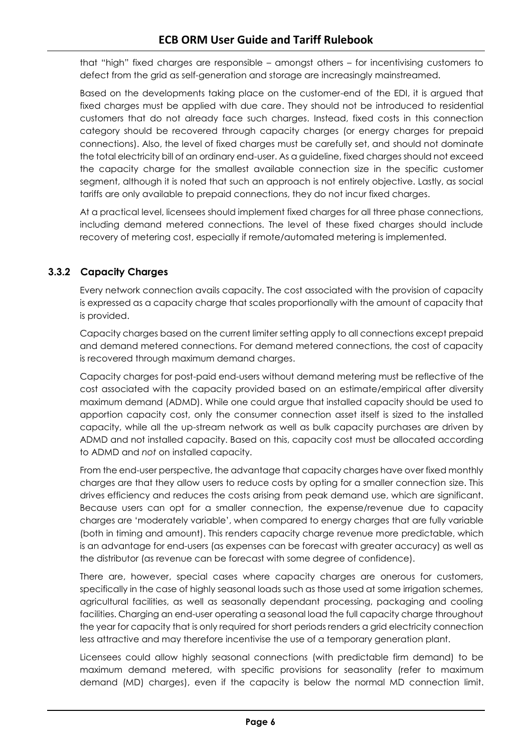that "high" fixed charges are responsible – amongst others – for incentivising customers to defect from the grid as self-generation and storage are increasingly mainstreamed.

Based on the developments taking place on the customer-end of the EDI, it is argued that fixed charges must be applied with due care. They should not be introduced to residential customers that do not already face such charges. Instead, fixed costs in this connection category should be recovered through capacity charges (or energy charges for prepaid connections). Also, the level of fixed charges must be carefully set, and should not dominate the total electricity bill of an ordinary end-user. As a guideline, fixed charges should not exceed the capacity charge for the smallest available connection size in the specific customer segment, although it is noted that such an approach is not entirely objective. Lastly, as social tariffs are only available to prepaid connections, they do not incur fixed charges.

At a practical level, licensees should implement fixed charges for all three phase connections, including demand metered connections. The level of these fixed charges should include recovery of metering cost, especially if remote/automated metering is implemented.

### 3.3.2 Capacity Charges

Every network connection avails capacity. The cost associated with the provision of capacity is expressed as a capacity charge that scales proportionally with the amount of capacity that is provided.

Capacity charges based on the current limiter setting apply to all connections except prepaid and demand metered connections. For demand metered connections, the cost of capacity is recovered through maximum demand charges.

Capacity charges for post-paid end-users without demand metering must be reflective of the cost associated with the capacity provided based on an estimate/empirical after diversity maximum demand (ADMD). While one could argue that installed capacity should be used to apportion capacity cost, only the consumer connection asset itself is sized to the installed capacity, while all the up-stream network as well as bulk capacity purchases are driven by ADMD and not installed capacity. Based on this, capacity cost must be allocated according to ADMD and *not* on installed capacity.

From the end-user perspective, the advantage that capacity charges have over fixed monthly charges are that they allow users to reduce costs by opting for a smaller connection size. This drives efficiency and reduces the costs arising from peak demand use, which are significant. Because users can opt for a smaller connection, the expense/revenue due to capacity charges are 'moderately variable', when compared to energy charges that are fully variable (both in timing and amount). This renders capacity charge revenue more predictable, which is an advantage for end-users (as expenses can be forecast with greater accuracy) as well as the distributor (as revenue can be forecast with some degree of confidence).

There are, however, special cases where capacity charges are onerous for customers, specifically in the case of highly seasonal loads such as those used at some irrigation schemes, agricultural facilities, as well as seasonally dependant processing, packaging and cooling facilities. Charging an end-user operating a seasonal load the full capacity charge throughout the year for capacity that is only required for short periods renders a grid electricity connection less attractive and may therefore incentivise the use of a temporary generation plant.

Licensees could allow highly seasonal connections (with predictable firm demand) to be maximum demand metered, with specific provisions for seasonality (refer to maximum demand (MD) charges), even if the capacity is below the normal MD connection limit.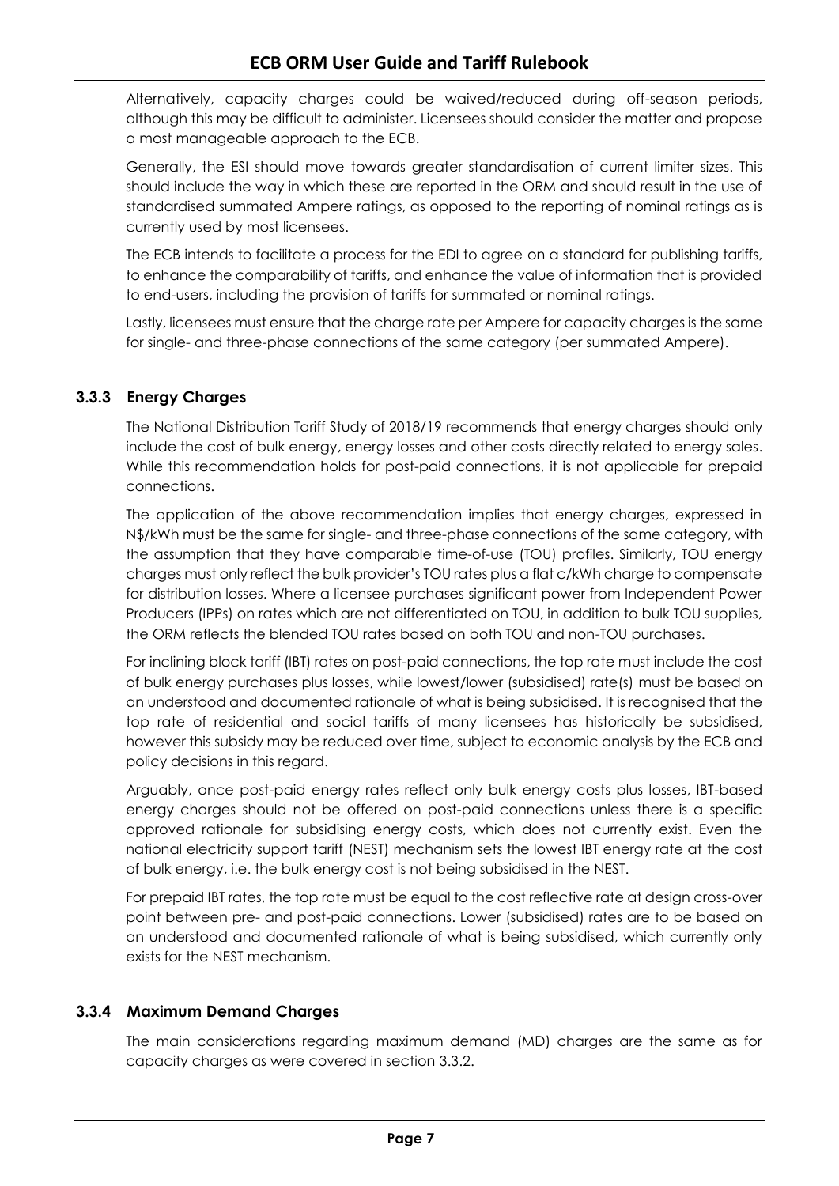Alternatively, capacity charges could be waived/reduced during off-season periods, although this may be difficult to administer. Licensees should consider the matter and propose a most manageable approach to the ECB.

Generally, the ESI should move towards greater standardisation of current limiter sizes. This should include the way in which these are reported in the ORM and should result in the use of standardised summated Ampere ratings, as opposed to the reporting of nominal ratings as is currently used by most licensees.

The ECB intends to facilitate a process for the EDI to agree on a standard for publishing tariffs, to enhance the comparability of tariffs, and enhance the value of information that is provided to end-users, including the provision of tariffs for summated or nominal ratings.

Lastly, licensees must ensure that the charge rate per Ampere for capacity charges is the same for single- and three-phase connections of the same category (per summated Ampere).

### 3.3.3 Energy Charges

The National Distribution Tariff Study of 2018/19 recommends that energy charges should only include the cost of bulk energy, energy losses and other costs directly related to energy sales. While this recommendation holds for post-paid connections, it is not applicable for prepaid connections.

The application of the above recommendation implies that energy charges, expressed in N$/kWh must be the same for single- and three-phase connections of the same category, with the assumption that they have comparable time-of-use (TOU) profiles. Similarly, TOU energy charges must only reflect the bulk provider's TOU rates plus a flat c/kWh charge to compensate for distribution losses. Where a licensee purchases significant power from Independent Power Producers (IPPs) on rates which are not differentiated on TOU, in addition to bulk TOU supplies, the ORM reflects the blended TOU rates based on both TOU and non-TOU purchases.

For inclining block tariff (IBT) rates on post-paid connections, the top rate must include the cost of bulk energy purchases plus losses, while lowest/lower (subsidised) rate(s) must be based on an understood and documented rationale of what is being subsidised. It is recognised that the top rate of residential and social tariffs of many licensees has historically be subsidised, however this subsidy may be reduced over time, subject to economic analysis by the ECB and policy decisions in this regard.

Arguably, once post-paid energy rates reflect only bulk energy costs plus losses, IBT-based energy charges should not be offered on post-paid connections unless there is a specific approved rationale for subsidising energy costs, which does not currently exist. Even the national electricity support tariff (NEST) mechanism sets the lowest IBT energy rate at the cost of bulk energy, i.e. the bulk energy cost is not being subsidised in the NEST.

For prepaid IBT rates, the top rate must be equal to the cost reflective rate at design cross-over point between pre- and post-paid connections. Lower (subsidised) rates are to be based on an understood and documented rationale of what is being subsidised, which currently only exists for the NEST mechanism.

### 3.3.4 Maximum Demand Charges

The main considerations regarding maximum demand (MD) charges are the same as for capacity charges as were covered in section 3.3.2.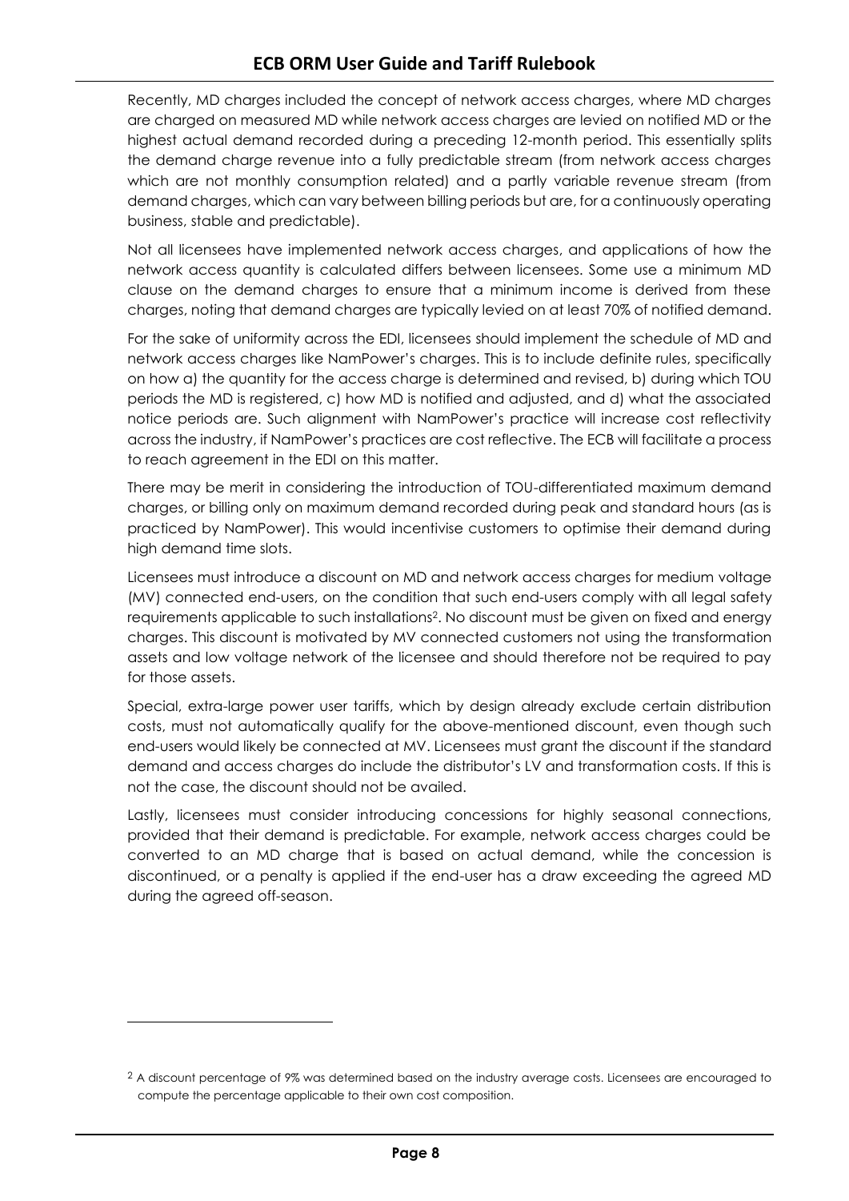Recently, MD charges included the concept of network access charges, where MD charges are charged on measured MD while network access charges are levied on notified MD or the highest actual demand recorded during a preceding 12-month period. This essentially splits the demand charge revenue into a fully predictable stream (from network access charges which are not monthly consumption related) and a partly variable revenue stream (from demand charges, which can vary between billing periods but are, for a continuously operating business, stable and predictable).

Not all licensees have implemented network access charges, and applications of how the network access quantity is calculated differs between licensees. Some use a minimum MD clause on the demand charges to ensure that a minimum income is derived from these charges, noting that demand charges are typically levied on at least 70% of notified demand.

For the sake of uniformity across the EDI, licensees should implement the schedule of MD and network access charges like NamPower's charges. This is to include definite rules, specifically on how a) the quantity for the access charge is determined and revised, b) during which TOU periods the MD is registered, c) how MD is notified and adjusted, and d) what the associated notice periods are. Such alignment with NamPower's practice will increase cost reflectivity across the industry, if NamPower's practices are cost reflective. The ECB will facilitate a process to reach agreement in the EDI on this matter.

There may be merit in considering the introduction of TOU-differentiated maximum demand charges, or billing only on maximum demand recorded during peak and standard hours (as is practiced by NamPower). This would incentivise customers to optimise their demand during high demand time slots.

Licensees must introduce a discount on MD and network access charges for medium voltage (MV) connected end-users, on the condition that such end-users comply with all legal safety requirements applicable to such installations[2]. No discount must be given on fixed and energy charges. This discount is motivated by MV connected customers not using the transformation assets and low voltage network of the licensee and should therefore not be required to pay for those assets.

Special, extra-large power user tariffs, which by design already exclude certain distribution costs, must not automatically qualify for the above-mentioned discount, even though such end-users would likely be connected at MV. Licensees must grant the discount if the standard demand and access charges do include the distributor's LV and transformation costs. If this is not the case, the discount should not be availed.

Lastly, licensees must consider introducing concessions for highly seasonal connections, provided that their demand is predictable. For example, network access charges could be converted to an MD charge that is based on actual demand, while the concession is discontinued, or a penalty is applied if the end-user has a draw exceeding the agreed MD during the agreed off-season.

[2] A discount percentage of 9% was determined based on the industry average costs. Licensees are encouraged to compute the percentage applicable to their own cost composition.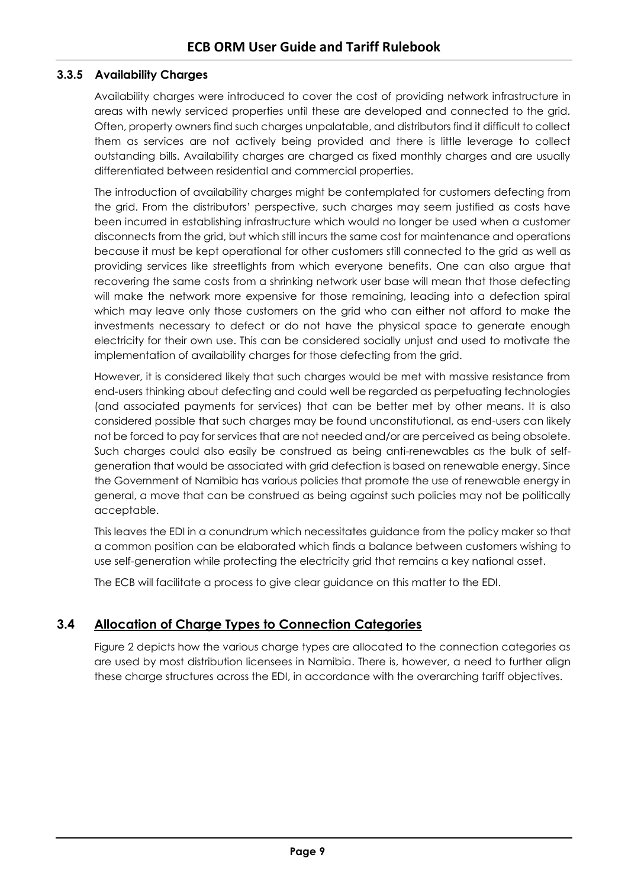### 3.3.5 Availability Charges

Availability charges were introduced to cover the cost of providing network infrastructure in areas with newly serviced properties until these are developed and connected to the grid. Often, property owners find such charges unpalatable, and distributors find it difficult to collect them as services are not actively being provided and there is little leverage to collect outstanding bills. Availability charges are charged as fixed monthly charges and are usually differentiated between residential and commercial properties.

The introduction of availability charges might be contemplated for customers defecting from the grid. From the distributors' perspective, such charges may seem justified as costs have been incurred in establishing infrastructure which would no longer be used when a customer disconnects from the grid, but which still incurs the same cost for maintenance and operations because it must be kept operational for other customers still connected to the grid as well as providing services like streetlights from which everyone benefits. One can also argue that recovering the same costs from a shrinking network user base will mean that those defecting will make the network more expensive for those remaining, leading into a defection spiral which may leave only those customers on the grid who can either not afford to make the investments necessary to defect or do not have the physical space to generate enough electricity for their own use. This can be considered socially unjust and used to motivate the implementation of availability charges for those defecting from the grid.

However, it is considered likely that such charges would be met with massive resistance from end-users thinking about defecting and could well be regarded as perpetuating technologies (and associated payments for services) that can be better met by other means. It is also considered possible that such charges may be found unconstitutional, as end-users can likely not be forced to pay for services that are not needed and/or are perceived as being obsolete. Such charges could also easily be construed as being anti-renewables as the bulk of self-generation that would be associated with grid defection is based on renewable energy. Since the Government of Namibia has various policies that promote the use of renewable energy in general, a move that can be construed as being against such policies may not be politically acceptable.

This leaves the EDI in a conundrum which necessitates guidance from the policy maker so that a common position can be elaborated which finds a balance between customers wishing to use self-generation while protecting the electricity grid that remains a key national asset.

The ECB will facilitate a process to give clear guidance on this matter to the EDI.

## 3.4 Allocation of Charge Types to Connection Categories

Figure 2 depicts how the various charge types are allocated to the connection categories as are used by most distribution licensees in Namibia. There is, however, a need to further align these charge structures across the EDI, in accordance with the overarching tariff objectives.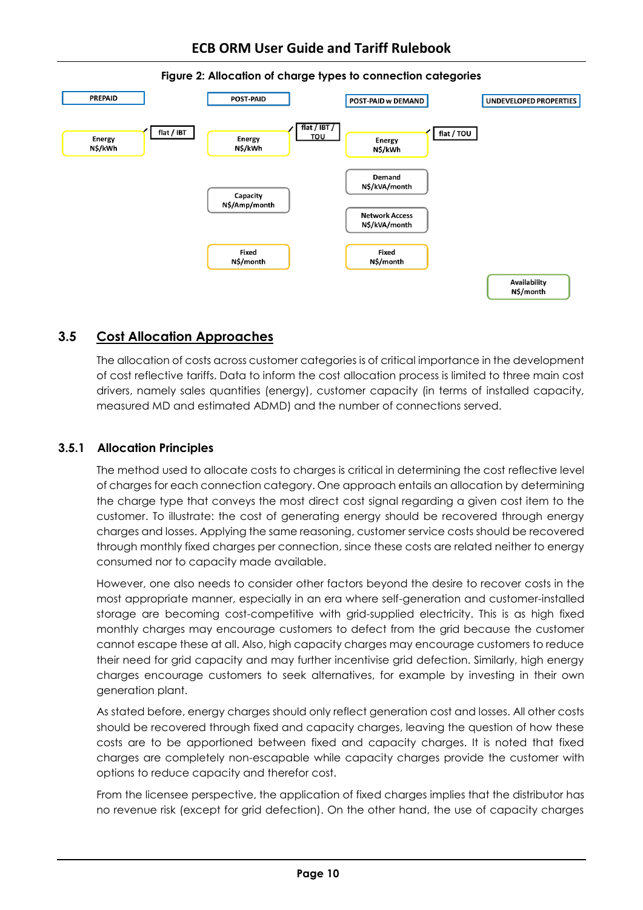**Figure 2: Allocation of charge types to connection categories**

| PREPAID | POST-PAID | POST-PAID w DEMAND | UNDEVELOPED PROPERTIES |
|---|---|---|---|
| Energy N$/kWh (flat / IBT) | Energy N$/kWh (flat / IBT / TOU) | Energy N$/kWh (flat / TOU) | |
| | | Demand N$/kVA/month | |
| | Capacity N$/Amp/month | Network Access N$/kVA/month | |
| | Fixed N$/month | Fixed N$/month | |
| | | | Availability N$/month |

## 3.5 Cost Allocation Approaches

The allocation of costs across customer categories is of critical importance in the development of cost reflective tariffs. Data to inform the cost allocation process is limited to three main cost drivers, namely sales quantities (energy), customer capacity (in terms of installed capacity, measured MD and estimated ADMD) and the number of connections served.

### 3.5.1 Allocation Principles

The method used to allocate costs to charges is critical in determining the cost reflective level of charges for each connection category. One approach entails an allocation by determining the charge type that conveys the most direct cost signal regarding a given cost item to the customer. To illustrate: the cost of generating energy should be recovered through energy charges and losses. Applying the same reasoning, customer service costs should be recovered through monthly fixed charges per connection, since these costs are related neither to energy consumed nor to capacity made available.

However, one also needs to consider other factors beyond the desire to recover costs in the most appropriate manner, especially in an era where self-generation and customer-installed storage are becoming cost-competitive with grid-supplied electricity. This is as high fixed monthly charges may encourage customers to defect from the grid because the customer cannot escape these at all. Also, high capacity charges may encourage customers to reduce their need for grid capacity and may further incentivise grid defection. Similarly, high energy charges encourage customers to seek alternatives, for example by investing in their own generation plant.

As stated before, energy charges should only reflect generation cost and losses. All other costs should be recovered through fixed and capacity charges, leaving the question of how these costs are to be apportioned between fixed and capacity charges. It is noted that fixed charges are completely non-escapable while capacity charges provide the customer with options to reduce capacity and therefor cost.

From the licensee perspective, the application of fixed charges implies that the distributor has no revenue risk (except for grid defection). On the other hand, the use of capacity charges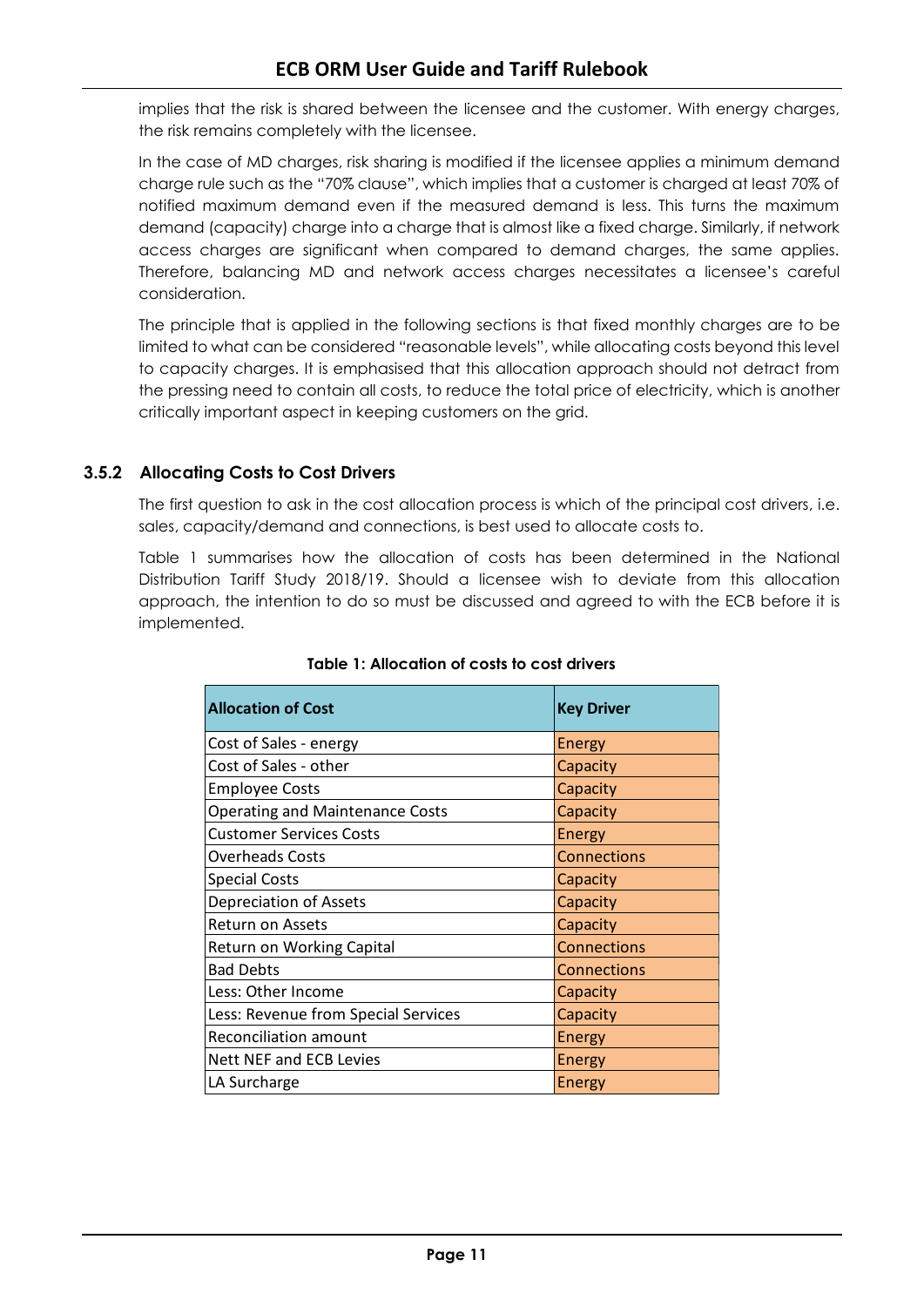implies that the risk is shared between the licensee and the customer. With energy charges, the risk remains completely with the licensee.

In the case of MD charges, risk sharing is modified if the licensee applies a minimum demand charge rule such as the "70% clause", which implies that a customer is charged at least 70% of notified maximum demand even if the measured demand is less. This turns the maximum demand (capacity) charge into a charge that is almost like a fixed charge. Similarly, if network access charges are significant when compared to demand charges, the same applies. Therefore, balancing MD and network access charges necessitates a licensee's careful consideration.

The principle that is applied in the following sections is that fixed monthly charges are to be limited to what can be considered "reasonable levels", while allocating costs beyond this level to capacity charges. It is emphasised that this allocation approach should not detract from the pressing need to contain all costs, to reduce the total price of electricity, which is another critically important aspect in keeping customers on the grid.

### 3.5.2 Allocating Costs to Cost Drivers

The first question to ask in the cost allocation process is which of the principal cost drivers, i.e. sales, capacity/demand and connections, is best used to allocate costs to.

Table 1 summarises how the allocation of costs has been determined in the National Distribution Tariff Study 2018/19. Should a licensee wish to deviate from this allocation approach, the intention to do so must be discussed and agreed to with the ECB before it is implemented.

**Table 1: Allocation of costs to cost drivers**

| Allocation of Cost | Key Driver |
|---|---|
| Cost of Sales - energy | Energy |
| Cost of Sales - other | Capacity |
| Employee Costs | Capacity |
| Operating and Maintenance Costs | Capacity |
| Customer Services Costs | Energy |
| Overheads Costs | Connections |
| Special Costs | Capacity |
| Depreciation of Assets | Capacity |
| Return on Assets | Capacity |
| Return on Working Capital | Connections |
| Bad Debts | Connections |
| Less: Other Income | Capacity |
| Less: Revenue from Special Services | Capacity |
| Reconciliation amount | Energy |
| Nett NEF and ECB Levies | Energy |
| LA Surcharge | Energy |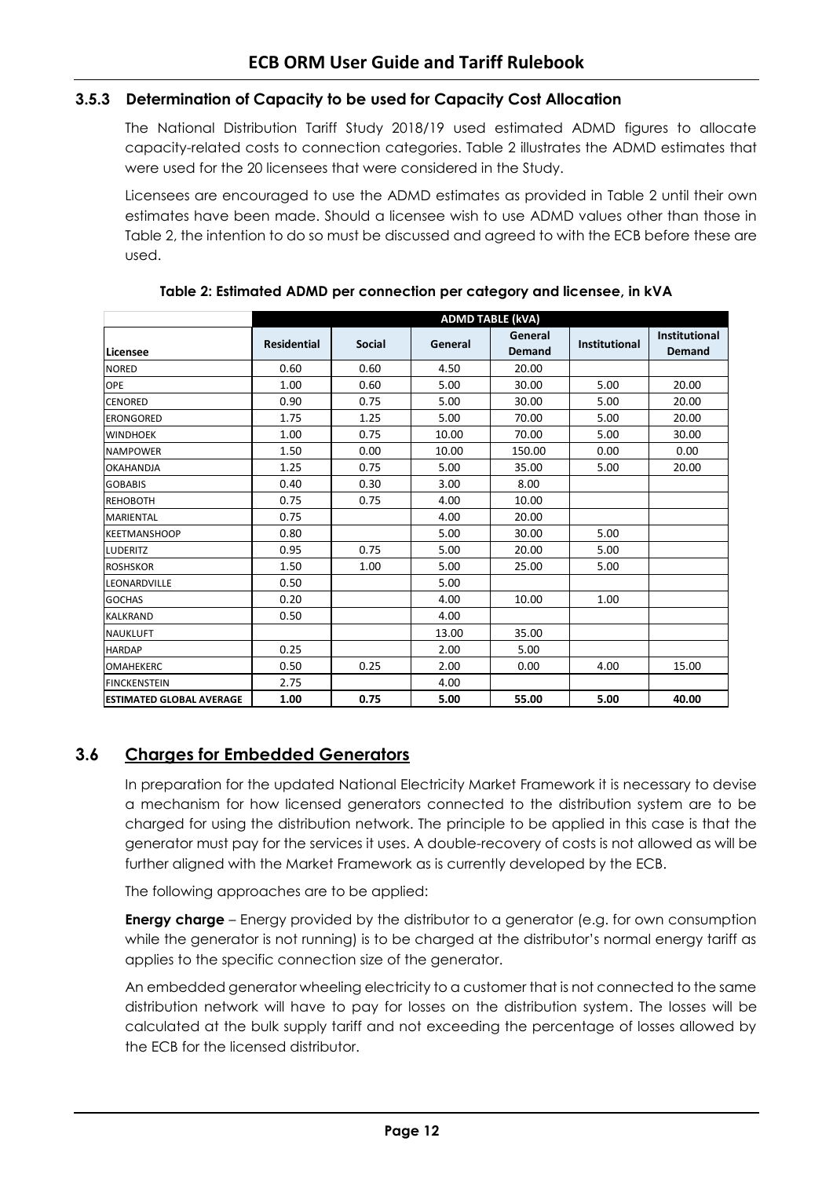### 3.5.3 Determination of Capacity to be used for Capacity Cost Allocation

The National Distribution Tariff Study 2018/19 used estimated ADMD figures to allocate capacity-related costs to connection categories. Table 2 illustrates the ADMD estimates that were used for the 20 licensees that were considered in the Study.

Licensees are encouraged to use the ADMD estimates as provided in Table 2 until their own estimates have been made. Should a licensee wish to use ADMD values other than those in Table 2, the intention to do so must be discussed and agreed to with the ECB before these are used.

**Table 2: Estimated ADMD per connection per category and licensee, in kVA**

| | ADMD TABLE (kVA) | | | | | |
|---|---|---|---|---|---|---|
| **Licensee** | **Residential** | **Social** | **General** | **General Demand** | **Institutional** | **Institutional Demand** |
| NORED | 0.60 | 0.60 | 4.50 | 20.00 | | |
| OPE | 1.00 | 0.60 | 5.00 | 30.00 | 5.00 | 20.00 |
| CENORED | 0.90 | 0.75 | 5.00 | 30.00 | 5.00 | 20.00 |
| ERONGORED | 1.75 | 1.25 | 5.00 | 70.00 | 5.00 | 20.00 |
| WINDHOEK | 1.00 | 0.75 | 10.00 | 70.00 | 5.00 | 30.00 |
| NAMPOWER | 1.50 | 0.00 | 10.00 | 150.00 | 0.00 | 0.00 |
| OKAHANDJA | 1.25 | 0.75 | 5.00 | 35.00 | 5.00 | 20.00 |
| GOBABIS | 0.40 | 0.30 | 3.00 | 8.00 | | |
| REHOBOTH | 0.75 | 0.75 | 4.00 | 10.00 | | |
| MARIENTAL | 0.75 | | 4.00 | 20.00 | | |
| KEETMANSHOOP | 0.80 | | 5.00 | 30.00 | 5.00 | |
| LUDERITZ | 0.95 | 0.75 | 5.00 | 20.00 | 5.00 | |
| ROSHSKOR | 1.50 | 1.00 | 5.00 | 25.00 | 5.00 | |
| LEONARDVILLE | 0.50 | | 5.00 | | | |
| GOCHAS | 0.20 | | 4.00 | 10.00 | 1.00 | |
| KALKRAND | 0.50 | | 4.00 | | | |
| NAUKLUFT | | | 13.00 | 35.00 | | |
| HARDAP | 0.25 | | 2.00 | 5.00 | | |
| OMAHEKERC | 0.50 | 0.25 | 2.00 | 0.00 | 4.00 | 15.00 |
| FINCKENSTEIN | 2.75 | | 4.00 | | | |
| **ESTIMATED GLOBAL AVERAGE** | **1.00** | **0.75** | **5.00** | **55.00** | **5.00** | **40.00** |

## 3.6 Charges for Embedded Generators

In preparation for the updated National Electricity Market Framework it is necessary to devise a mechanism for how licensed generators connected to the distribution system are to be charged for using the distribution network. The principle to be applied in this case is that the generator must pay for the services it uses. A double-recovery of costs is not allowed as will be further aligned with the Market Framework as is currently developed by the ECB.

The following approaches are to be applied:

**Energy charge** – Energy provided by the distributor to a generator (e.g. for own consumption while the generator is not running) is to be charged at the distributor's normal energy tariff as applies to the specific connection size of the generator.

An embedded generator wheeling electricity to a customer that is not connected to the same distribution network will have to pay for losses on the distribution system. The losses will be calculated at the bulk supply tariff and not exceeding the percentage of losses allowed by the ECB for the licensed distributor.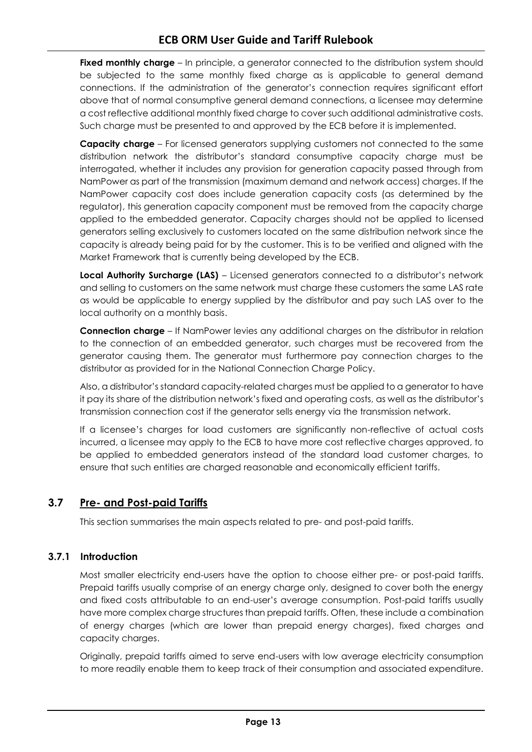**Fixed monthly charge** – In principle, a generator connected to the distribution system should be subjected to the same monthly fixed charge as is applicable to general demand connections. If the administration of the generator's connection requires significant effort above that of normal consumptive general demand connections, a licensee may determine a cost reflective additional monthly fixed charge to cover such additional administrative costs. Such charge must be presented to and approved by the ECB before it is implemented.

**Capacity charge** – For licensed generators supplying customers not connected to the same distribution network the distributor's standard consumptive capacity charge must be interrogated, whether it includes any provision for generation capacity passed through from NamPower as part of the transmission (maximum demand and network access) charges. If the NamPower capacity cost does include generation capacity costs (as determined by the regulator), this generation capacity component must be removed from the capacity charge applied to the embedded generator. Capacity charges should not be applied to licensed generators selling exclusively to customers located on the same distribution network since the capacity is already being paid for by the customer. This is to be verified and aligned with the Market Framework that is currently being developed by the ECB.

**Local Authority Surcharge (LAS)** – Licensed generators connected to a distributor's network and selling to customers on the same network must charge these customers the same LAS rate as would be applicable to energy supplied by the distributor and pay such LAS over to the local authority on a monthly basis.

**Connection charge** – If NamPower levies any additional charges on the distributor in relation to the connection of an embedded generator, such charges must be recovered from the generator causing them. The generator must furthermore pay connection charges to the distributor as provided for in the National Connection Charge Policy.

Also, a distributor's standard capacity-related charges must be applied to a generator to have it pay its share of the distribution network's fixed and operating costs, as well as the distributor's transmission connection cost if the generator sells energy via the transmission network.

If a licensee's charges for load customers are significantly non-reflective of actual costs incurred, a licensee may apply to the ECB to have more cost reflective charges approved, to be applied to embedded generators instead of the standard load customer charges, to ensure that such entities are charged reasonable and economically efficient tariffs.

## 3.7 Pre- and Post-paid Tariffs

This section summarises the main aspects related to pre- and post-paid tariffs.

### 3.7.1 Introduction

Most smaller electricity end-users have the option to choose either pre- or post-paid tariffs. Prepaid tariffs usually comprise of an energy charge only, designed to cover both the energy and fixed costs attributable to an end-user's average consumption. Post-paid tariffs usually have more complex charge structures than prepaid tariffs. Often, these include a combination of energy charges (which are lower than prepaid energy charges), fixed charges and capacity charges.

Originally, prepaid tariffs aimed to serve end-users with low average electricity consumption to more readily enable them to keep track of their consumption and associated expenditure.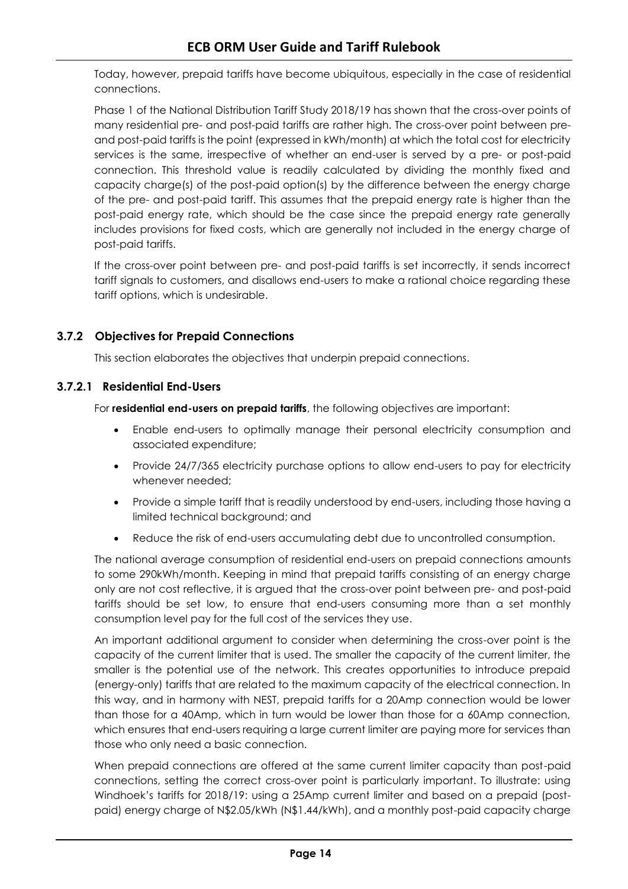Today, however, prepaid tariffs have become ubiquitous, especially in the case of residential connections.

Phase 1 of the National Distribution Tariff Study 2018/19 has shown that the cross-over points of many residential pre- and post-paid tariffs are rather high. The cross-over point between pre- and post-paid tariffs is the point (expressed in kWh/month) at which the total cost for electricity services is the same, irrespective of whether an end-user is served by a pre- or post-paid connection. This threshold value is readily calculated by dividing the monthly fixed and capacity charge(s) of the post-paid option(s) by the difference between the energy charge of the pre- and post-paid tariff. This assumes that the prepaid energy rate is higher than the post-paid energy rate, which should be the case since the prepaid energy rate generally includes provisions for fixed costs, which are generally not included in the energy charge of post-paid tariffs.

If the cross-over point between pre- and post-paid tariffs is set incorrectly, it sends incorrect tariff signals to customers, and disallows end-users to make a rational choice regarding these tariff options, which is undesirable.

### 3.7.2 Objectives for Prepaid Connections

This section elaborates the objectives that underpin prepaid connections.

#### 3.7.2.1 Residential End-Users

For **residential end-users on prepaid tariffs**, the following objectives are important:

- Enable end-users to optimally manage their personal electricity consumption and associated expenditure;
- Provide 24/7/365 electricity purchase options to allow end-users to pay for electricity whenever needed;
- Provide a simple tariff that is readily understood by end-users, including those having a limited technical background; and
- Reduce the risk of end-users accumulating debt due to uncontrolled consumption.

The national average consumption of residential end-users on prepaid connections amounts to some 290kWh/month. Keeping in mind that prepaid tariffs consisting of an energy charge only are not cost reflective, it is argued that the cross-over point between pre- and post-paid tariffs should be set low, to ensure that end-users consuming more than a set monthly consumption level pay for the full cost of the services they use.

An important additional argument to consider when determining the cross-over point is the capacity of the current limiter that is used. The smaller the capacity of the current limiter, the smaller is the potential use of the network. This creates opportunities to introduce prepaid (energy-only) tariffs that are related to the maximum capacity of the electrical connection. In this way, and in harmony with NEST, prepaid tariffs for a 20Amp connection would be lower than those for a 40Amp, which in turn would be lower than those for a 60Amp connection, which ensures that end-users requiring a large current limiter are paying more for services than those who only need a basic connection.

When prepaid connections are offered at the same current limiter capacity than post-paid connections, setting the correct cross-over point is particularly important. To illustrate: using Windhoek's tariffs for 2018/19: using a 25Amp current limiter and based on a prepaid (post-paid) energy charge of N$2.05/kWh (N$1.44/kWh), and a monthly post-paid capacity charge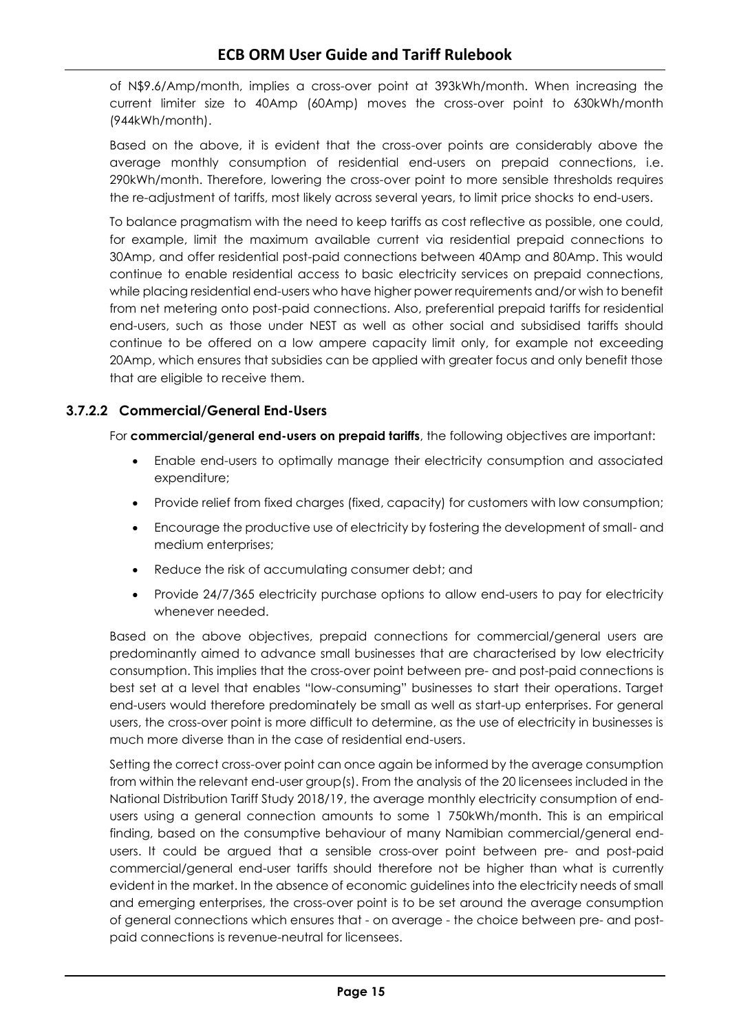of N$9.6/Amp/month, implies a cross-over point at 393kWh/month. When increasing the current limiter size to 40Amp (60Amp) moves the cross-over point to 630kWh/month (944kWh/month).

Based on the above, it is evident that the cross-over points are considerably above the average monthly consumption of residential end-users on prepaid connections, i.e. 290kWh/month. Therefore, lowering the cross-over point to more sensible thresholds requires the re-adjustment of tariffs, most likely across several years, to limit price shocks to end-users.

To balance pragmatism with the need to keep tariffs as cost reflective as possible, one could, for example, limit the maximum available current via residential prepaid connections to 30Amp, and offer residential post-paid connections between 40Amp and 80Amp. This would continue to enable residential access to basic electricity services on prepaid connections, while placing residential end-users who have higher power requirements and/or wish to benefit from net metering onto post-paid connections. Also, preferential prepaid tariffs for residential end-users, such as those under NEST as well as other social and subsidised tariffs should continue to be offered on a low ampere capacity limit only, for example not exceeding 20Amp, which ensures that subsidies can be applied with greater focus and only benefit those that are eligible to receive them.

#### 3.7.2.2 Commercial/General End-Users

For **commercial/general end-users on prepaid tariffs**, the following objectives are important:

- Enable end-users to optimally manage their electricity consumption and associated expenditure;
- Provide relief from fixed charges (fixed, capacity) for customers with low consumption;
- Encourage the productive use of electricity by fostering the development of small- and medium enterprises;
- Reduce the risk of accumulating consumer debt; and
- Provide 24/7/365 electricity purchase options to allow end-users to pay for electricity whenever needed.

Based on the above objectives, prepaid connections for commercial/general users are predominantly aimed to advance small businesses that are characterised by low electricity consumption. This implies that the cross-over point between pre- and post-paid connections is best set at a level that enables "low-consuming" businesses to start their operations. Target end-users would therefore predominately be small as well as start-up enterprises. For general users, the cross-over point is more difficult to determine, as the use of electricity in businesses is much more diverse than in the case of residential end-users.

Setting the correct cross-over point can once again be informed by the average consumption from within the relevant end-user group(s). From the analysis of the 20 licensees included in the National Distribution Tariff Study 2018/19, the average monthly electricity consumption of end-users using a general connection amounts to some 1 750kWh/month. This is an empirical finding, based on the consumptive behaviour of many Namibian commercial/general end-users. It could be argued that a sensible cross-over point between pre- and post-paid commercial/general end-user tariffs should therefore not be higher than what is currently evident in the market. In the absence of economic guidelines into the electricity needs of small and emerging enterprises, the cross-over point is to be set around the average consumption of general connections which ensures that - on average - the choice between pre- and post-paid connections is revenue-neutral for licensees.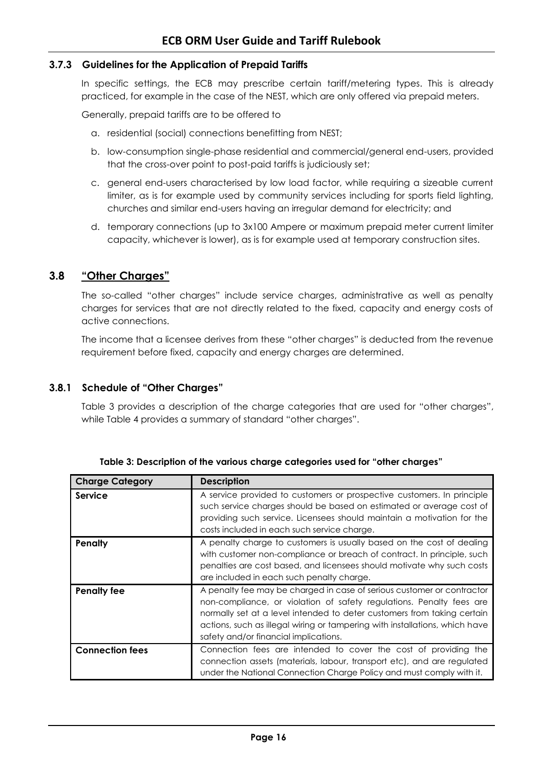### 3.7.3 Guidelines for the Application of Prepaid Tariffs

In specific settings, the ECB may prescribe certain tariff/metering types. This is already practiced, for example in the case of the NEST, which are only offered via prepaid meters.

Generally, prepaid tariffs are to be offered to

a. residential (social) connections benefitting from NEST;

b. low-consumption single-phase residential and commercial/general end-users, provided that the cross-over point to post-paid tariffs is judiciously set;

c. general end-users characterised by low load factor, while requiring a sizeable current limiter, as is for example used by community services including for sports field lighting, churches and similar end-users having an irregular demand for electricity; and

d. temporary connections (up to 3x100 Ampere or maximum prepaid meter current limiter capacity, whichever is lower), as is for example used at temporary construction sites.

## 3.8 "Other Charges"

The so-called "other charges" include service charges, administrative as well as penalty charges for services that are not directly related to the fixed, capacity and energy costs of active connections.

The income that a licensee derives from these "other charges" is deducted from the revenue requirement before fixed, capacity and energy charges are determined.

### 3.8.1 Schedule of "Other Charges"

Table 3 provides a description of the charge categories that are used for "other charges", while Table 4 provides a summary of standard "other charges".

**Table 3: Description of the various charge categories used for "other charges"**

| Charge Category | Description |
|---|---|
| **Service** | A service provided to customers or prospective customers. In principle such service charges should be based on estimated or average cost of providing such service. Licensees should maintain a motivation for the costs included in each such service charge. |
| **Penalty** | A penalty charge to customers is usually based on the cost of dealing with customer non-compliance or breach of contract. In principle, such penalties are cost based, and licensees should motivate why such costs are included in each such penalty charge. |
| **Penalty fee** | A penalty fee may be charged in case of serious customer or contractor non-compliance, or violation of safety regulations. Penalty fees are normally set at a level intended to deter customers from taking certain actions, such as illegal wiring or tampering with installations, which have safety and/or financial implications. |
| **Connection fees** | Connection fees are intended to cover the cost of providing the connection assets (materials, labour, transport etc), and are regulated under the National Connection Charge Policy and must comply with it. |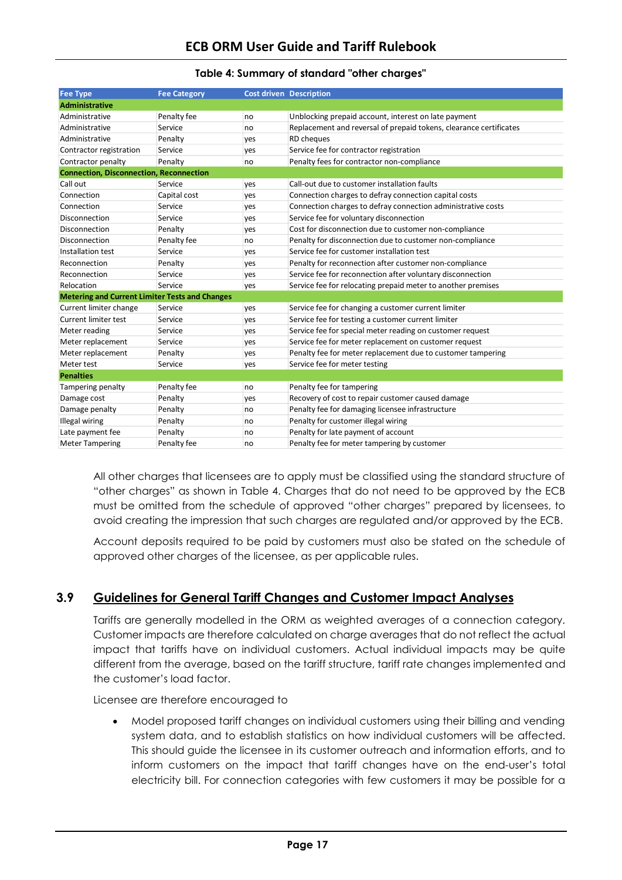**Table 4: Summary of standard "other charges"**

| Fee Type | Fee Category | Cost driven | Description |
|---|---|---|---|
| **Administrative** | | | |
| Administrative | Penalty fee | no | Unblocking prepaid account, interest on late payment |
| Administrative | Service | no | Replacement and reversal of prepaid tokens, clearance certificates |
| Administrative | Penalty | yes | RD cheques |
| Contractor registration | Service | yes | Service fee for contractor registration |
| Contractor penalty | Penalty | no | Penalty fees for contractor non-compliance |
| **Connection, Disconnection, Reconnection** | | | |
| Call out | Service | yes | Call-out due to customer installation faults |
| Connection | Capital cost | yes | Connection charges to defray connection capital costs |
| Connection | Service | yes | Connection charges to defray connection administrative costs |
| Disconnection | Service | yes | Service fee for voluntary disconnection |
| Disconnection | Penalty | yes | Cost for disconnection due to customer non-compliance |
| Disconnection | Penalty fee | no | Penalty for disconnection due to customer non-compliance |
| Installation test | Service | yes | Service fee for customer installation test |
| Reconnection | Penalty | yes | Penalty for reconnection after customer non-compliance |
| Reconnection | Service | yes | Service fee for reconnection after voluntary disconnection |
| Relocation | Service | yes | Service fee for relocating prepaid meter to another premises |
| **Metering and Current Limiter Tests and Changes** | | | |
| Current limiter change | Service | yes | Service fee for changing a customer current limiter |
| Current limiter test | Service | yes | Service fee for testing a customer current limiter |
| Meter reading | Service | yes | Service fee for special meter reading on customer request |
| Meter replacement | Service | yes | Service fee for meter replacement on customer request |
| Meter replacement | Penalty | yes | Penalty fee for meter replacement due to customer tampering |
| Meter test | Service | yes | Service fee for meter testing |
| **Penalties** | | | |
| Tampering penalty | Penalty fee | no | Penalty fee for tampering |
| Damage cost | Penalty | yes | Recovery of cost to repair customer caused damage |
| Damage penalty | Penalty | no | Penalty fee for damaging licensee infrastructure |
| Illegal wiring | Penalty | no | Penalty for customer illegal wiring |
| Late payment fee | Penalty | no | Penalty for late payment of account |
| Meter Tampering | Penalty fee | no | Penalty fee for meter tampering by customer |

All other charges that licensees are to apply must be classified using the standard structure of "other charges" as shown in Table 4. Charges that do not need to be approved by the ECB must be omitted from the schedule of approved "other charges" prepared by licensees, to avoid creating the impression that such charges are regulated and/or approved by the ECB.

Account deposits required to be paid by customers must also be stated on the schedule of approved other charges of the licensee, as per applicable rules.

## 3.9 Guidelines for General Tariff Changes and Customer Impact Analyses

Tariffs are generally modelled in the ORM as weighted averages of a connection category. Customer impacts are therefore calculated on charge averages that do not reflect the actual impact that tariffs have on individual customers. Actual individual impacts may be quite different from the average, based on the tariff structure, tariff rate changes implemented and the customer's load factor.

Licensee are therefore encouraged to

- Model proposed tariff changes on individual customers using their billing and vending system data, and to establish statistics on how individual customers will be affected. This should guide the licensee in its customer outreach and information efforts, and to inform customers on the impact that tariff changes have on the end-user's total electricity bill. For connection categories with few customers it may be possible for a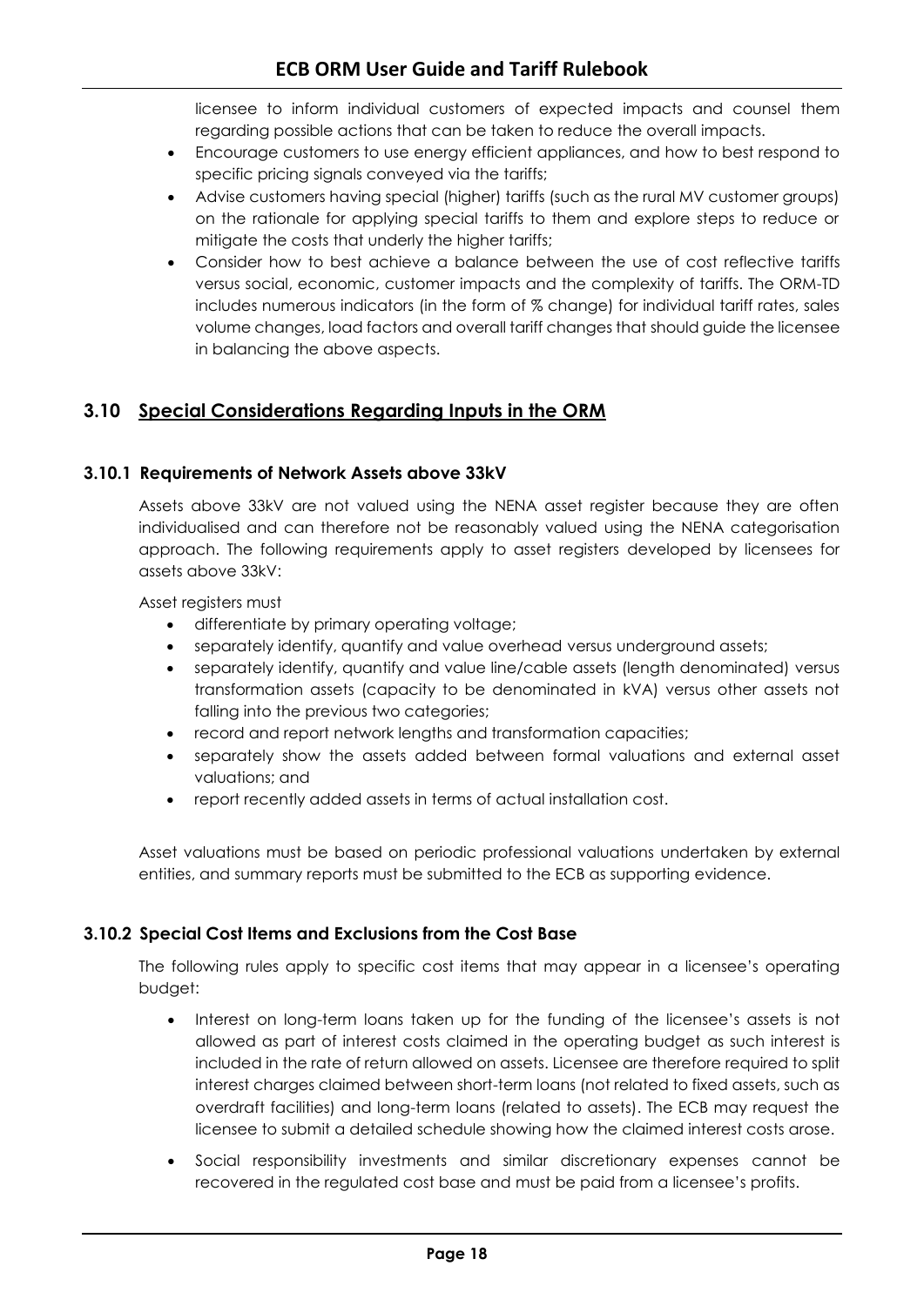licensee to inform individual customers of expected impacts and counsel them regarding possible actions that can be taken to reduce the overall impacts.

- Encourage customers to use energy efficient appliances, and how to best respond to specific pricing signals conveyed via the tariffs;
- Advise customers having special (higher) tariffs (such as the rural MV customer groups) on the rationale for applying special tariffs to them and explore steps to reduce or mitigate the costs that underly the higher tariffs;
- Consider how to best achieve a balance between the use of cost reflective tariffs versus social, economic, customer impacts and the complexity of tariffs. The ORM-TD includes numerous indicators (in the form of % change) for individual tariff rates, sales volume changes, load factors and overall tariff changes that should guide the licensee in balancing the above aspects.

## 3.10 Special Considerations Regarding Inputs in the ORM

### 3.10.1 Requirements of Network Assets above 33kV

Assets above 33kV are not valued using the NENA asset register because they are often individualised and can therefore not be reasonably valued using the NENA categorisation approach. The following requirements apply to asset registers developed by licensees for assets above 33kV:

Asset registers must

- differentiate by primary operating voltage;
- separately identify, quantify and value overhead versus underground assets;
- separately identify, quantify and value line/cable assets (length denominated) versus transformation assets (capacity to be denominated in kVA) versus other assets not falling into the previous two categories;
- record and report network lengths and transformation capacities;
- separately show the assets added between formal valuations and external asset valuations; and
- report recently added assets in terms of actual installation cost.

Asset valuations must be based on periodic professional valuations undertaken by external entities, and summary reports must be submitted to the ECB as supporting evidence.

### 3.10.2 Special Cost Items and Exclusions from the Cost Base

The following rules apply to specific cost items that may appear in a licensee's operating budget:

- Interest on long-term loans taken up for the funding of the licensee's assets is not allowed as part of interest costs claimed in the operating budget as such interest is included in the rate of return allowed on assets. Licensee are therefore required to split interest charges claimed between short-term loans (not related to fixed assets, such as overdraft facilities) and long-term loans (related to assets). The ECB may request the licensee to submit a detailed schedule showing how the claimed interest costs arose.
- Social responsibility investments and similar discretionary expenses cannot be recovered in the regulated cost base and must be paid from a licensee's profits.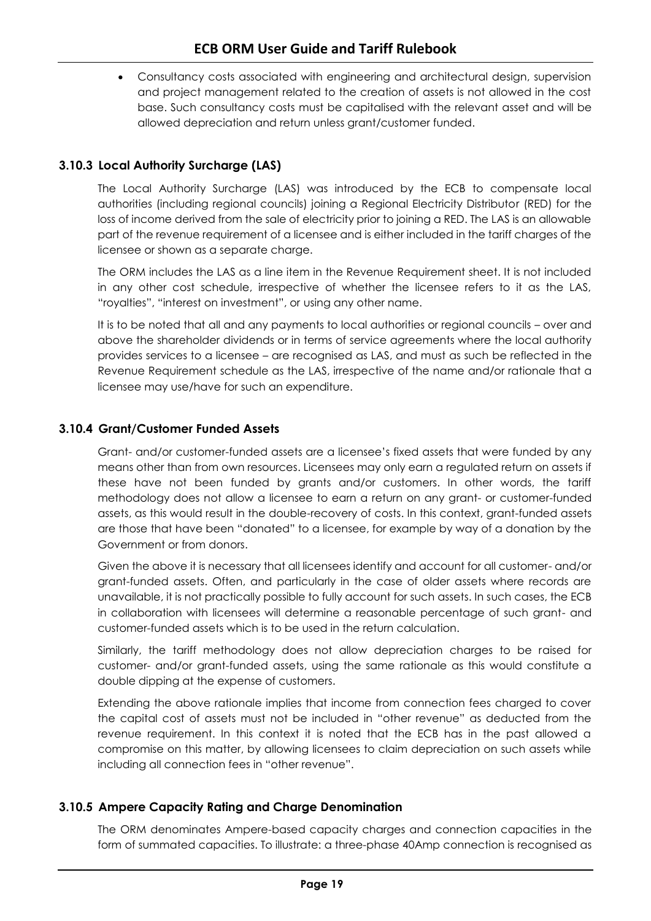- Consultancy costs associated with engineering and architectural design, supervision and project management related to the creation of assets is not allowed in the cost base. Such consultancy costs must be capitalised with the relevant asset and will be allowed depreciation and return unless grant/customer funded.

### 3.10.3 Local Authority Surcharge (LAS)

The Local Authority Surcharge (LAS) was introduced by the ECB to compensate local authorities (including regional councils) joining a Regional Electricity Distributor (RED) for the loss of income derived from the sale of electricity prior to joining a RED. The LAS is an allowable part of the revenue requirement of a licensee and is either included in the tariff charges of the licensee or shown as a separate charge.

The ORM includes the LAS as a line item in the Revenue Requirement sheet. It is not included in any other cost schedule, irrespective of whether the licensee refers to it as the LAS, "royalties", "interest on investment", or using any other name.

It is to be noted that all and any payments to local authorities or regional councils – over and above the shareholder dividends or in terms of service agreements where the local authority provides services to a licensee – are recognised as LAS, and must as such be reflected in the Revenue Requirement schedule as the LAS, irrespective of the name and/or rationale that a licensee may use/have for such an expenditure.

### 3.10.4 Grant/Customer Funded Assets

Grant- and/or customer-funded assets are a licensee's fixed assets that were funded by any means other than from own resources. Licensees may only earn a regulated return on assets if these have not been funded by grants and/or customers. In other words, the tariff methodology does not allow a licensee to earn a return on any grant- or customer-funded assets, as this would result in the double-recovery of costs. In this context, grant-funded assets are those that have been "donated" to a licensee, for example by way of a donation by the Government or from donors.

Given the above it is necessary that all licensees identify and account for all customer- and/or grant-funded assets. Often, and particularly in the case of older assets where records are unavailable, it is not practically possible to fully account for such assets. In such cases, the ECB in collaboration with licensees will determine a reasonable percentage of such grant- and customer-funded assets which is to be used in the return calculation.

Similarly, the tariff methodology does not allow depreciation charges to be raised for customer- and/or grant-funded assets, using the same rationale as this would constitute a double dipping at the expense of customers.

Extending the above rationale implies that income from connection fees charged to cover the capital cost of assets must not be included in "other revenue" as deducted from the revenue requirement. In this context it is noted that the ECB has in the past allowed a compromise on this matter, by allowing licensees to claim depreciation on such assets while including all connection fees in "other revenue".

### 3.10.5 Ampere Capacity Rating and Charge Denomination

The ORM denominates Ampere-based capacity charges and connection capacities in the form of summated capacities. To illustrate: a three-phase 40Amp connection is recognised as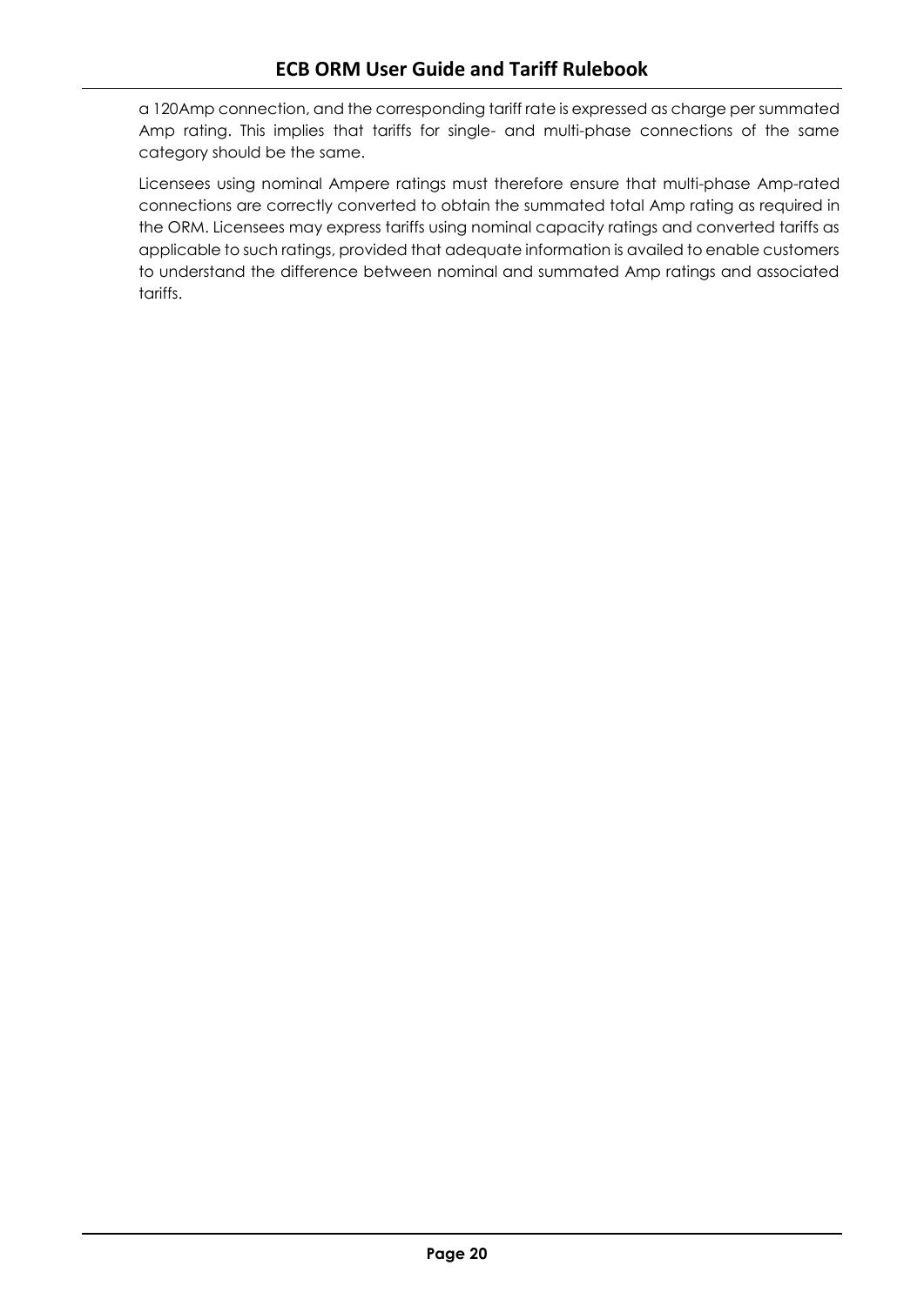a 120Amp connection, and the corresponding tariff rate is expressed as charge per summated Amp rating. This implies that tariffs for single- and multi-phase connections of the same category should be the same.

Licensees using nominal Ampere ratings must therefore ensure that multi-phase Amp-rated connections are correctly converted to obtain the summated total Amp rating as required in the ORM. Licensees may express tariffs using nominal capacity ratings and converted tariffs as applicable to such ratings, provided that adequate information is availed to enable customers to understand the difference between nominal and summated Amp ratings and associated tariffs.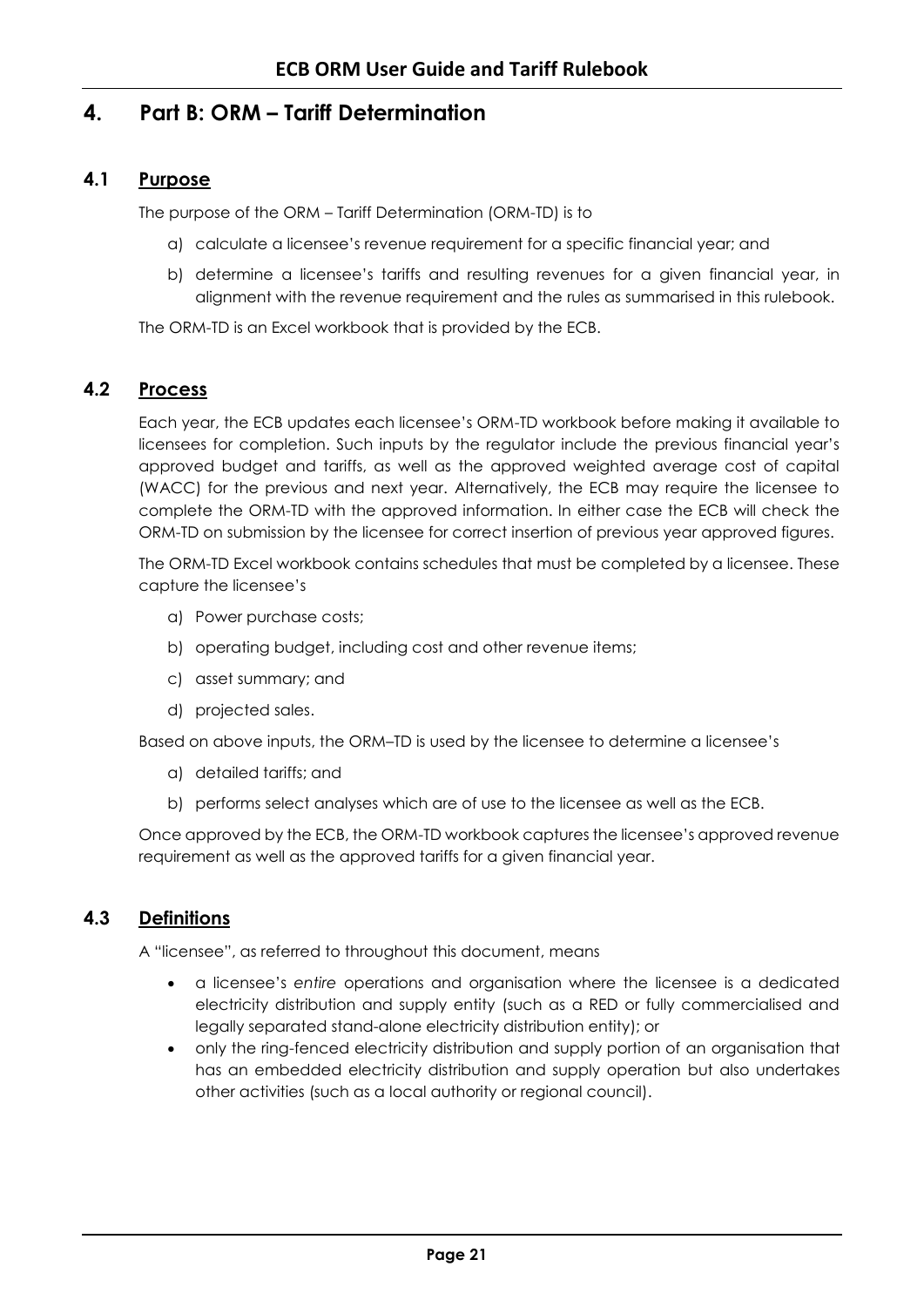# 4. Part B: ORM – Tariff Determination

## 4.1 Purpose

The purpose of the ORM – Tariff Determination (ORM-TD) is to

a) calculate a licensee's revenue requirement for a specific financial year; and

b) determine a licensee's tariffs and resulting revenues for a given financial year, in alignment with the revenue requirement and the rules as summarised in this rulebook.

The ORM-TD is an Excel workbook that is provided by the ECB.

## 4.2 Process

Each year, the ECB updates each licensee's ORM-TD workbook before making it available to licensees for completion. Such inputs by the regulator include the previous financial year's approved budget and tariffs, as well as the approved weighted average cost of capital (WACC) for the previous and next year. Alternatively, the ECB may require the licensee to complete the ORM-TD with the approved information. In either case the ECB will check the ORM-TD on submission by the licensee for correct insertion of previous year approved figures.

The ORM-TD Excel workbook contains schedules that must be completed by a licensee. These capture the licensee's

a) Power purchase costs;

b) operating budget, including cost and other revenue items;

c) asset summary; and

d) projected sales.

Based on above inputs, the ORM–TD is used by the licensee to determine a licensee's

a) detailed tariffs; and

b) performs select analyses which are of use to the licensee as well as the ECB.

Once approved by the ECB, the ORM-TD workbook captures the licensee's approved revenue requirement as well as the approved tariffs for a given financial year.

## 4.3 Definitions

A "licensee", as referred to throughout this document, means

- a licensee's *entire* operations and organisation where the licensee is a dedicated electricity distribution and supply entity (such as a RED or fully commercialised and legally separated stand-alone electricity distribution entity); or
- only the ring-fenced electricity distribution and supply portion of an organisation that has an embedded electricity distribution and supply operation but also undertakes other activities (such as a local authority or regional council).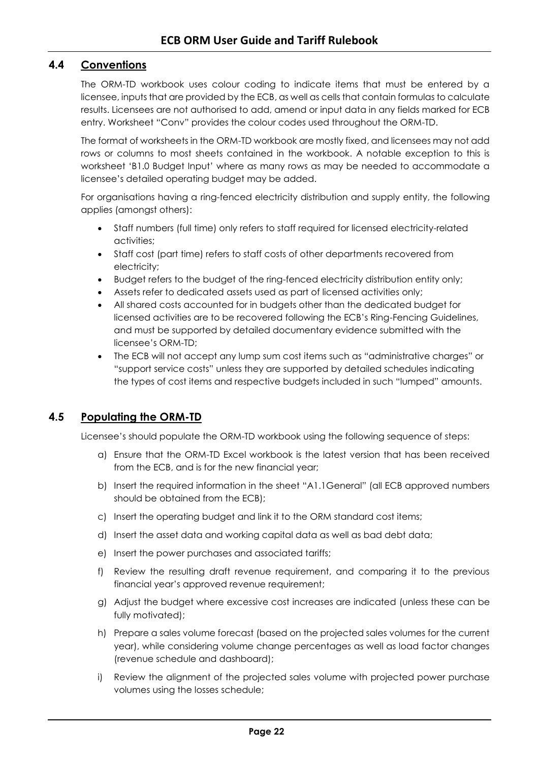## 4.4 Conventions

The ORM-TD workbook uses colour coding to indicate items that must be entered by a licensee, inputs that are provided by the ECB, as well as cells that contain formulas to calculate results. Licensees are not authorised to add, amend or input data in any fields marked for ECB entry. Worksheet "Conv" provides the colour codes used throughout the ORM-TD.

The format of worksheets in the ORM-TD workbook are mostly fixed, and licensees may not add rows or columns to most sheets contained in the workbook. A notable exception to this is worksheet 'B1.0 Budget Input' where as many rows as may be needed to accommodate a licensee's detailed operating budget may be added.

For organisations having a ring-fenced electricity distribution and supply entity, the following applies (amongst others):

- Staff numbers (full time) only refers to staff required for licensed electricity-related activities;
- Staff cost (part time) refers to staff costs of other departments recovered from electricity;
- Budget refers to the budget of the ring-fenced electricity distribution entity only;
- Assets refer to dedicated assets used as part of licensed activities only;
- All shared costs accounted for in budgets other than the dedicated budget for licensed activities are to be recovered following the ECB's Ring-Fencing Guidelines, and must be supported by detailed documentary evidence submitted with the licensee's ORM-TD;
- The ECB will not accept any lump sum cost items such as "administrative charges" or "support service costs" unless they are supported by detailed schedules indicating the types of cost items and respective budgets included in such "lumped" amounts.

## 4.5 Populating the ORM-TD

Licensee's should populate the ORM-TD workbook using the following sequence of steps:

a) Ensure that the ORM-TD Excel workbook is the latest version that has been received from the ECB, and is for the new financial year;

b) Insert the required information in the sheet "A1.1General" (all ECB approved numbers should be obtained from the ECB);

c) Insert the operating budget and link it to the ORM standard cost items;

d) Insert the asset data and working capital data as well as bad debt data;

e) Insert the power purchases and associated tariffs;

f) Review the resulting draft revenue requirement, and comparing it to the previous financial year's approved revenue requirement;

g) Adjust the budget where excessive cost increases are indicated (unless these can be fully motivated);

h) Prepare a sales volume forecast (based on the projected sales volumes for the current year), while considering volume change percentages as well as load factor changes (revenue schedule and dashboard);

i) Review the alignment of the projected sales volume with projected power purchase volumes using the losses schedule;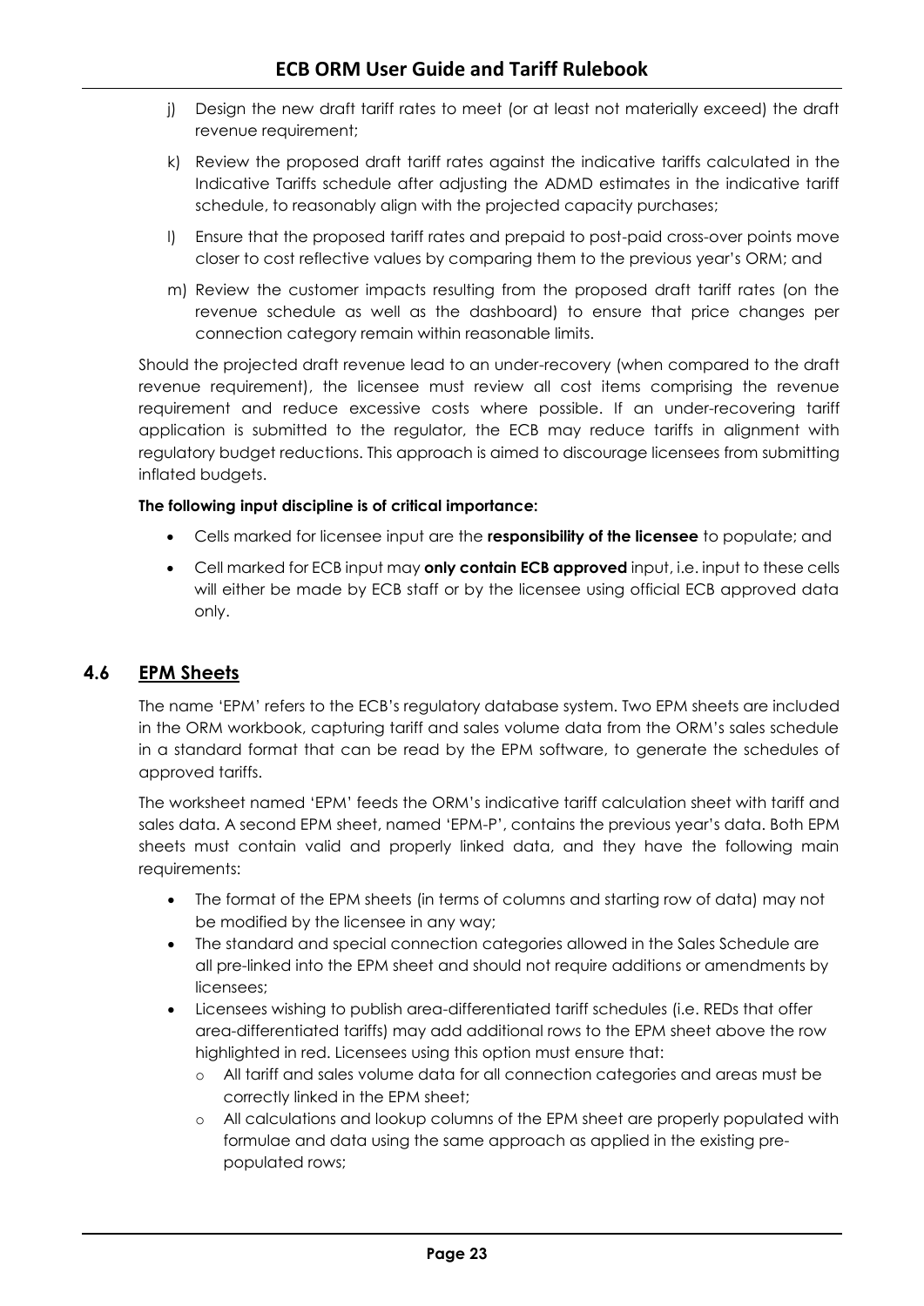j) Design the new draft tariff rates to meet (or at least not materially exceed) the draft revenue requirement;

k) Review the proposed draft tariff rates against the indicative tariffs calculated in the Indicative Tariffs schedule after adjusting the ADMD estimates in the indicative tariff schedule, to reasonably align with the projected capacity purchases;

l) Ensure that the proposed tariff rates and prepaid to post-paid cross-over points move closer to cost reflective values by comparing them to the previous year's ORM; and

m) Review the customer impacts resulting from the proposed draft tariff rates (on the revenue schedule as well as the dashboard) to ensure that price changes per connection category remain within reasonable limits.

Should the projected draft revenue lead to an under-recovery (when compared to the draft revenue requirement), the licensee must review all cost items comprising the revenue requirement and reduce excessive costs where possible. If an under-recovering tariff application is submitted to the regulator, the ECB may reduce tariffs in alignment with regulatory budget reductions. This approach is aimed to discourage licensees from submitting inflated budgets.

**The following input discipline is of critical importance:**

- Cells marked for licensee input are the **responsibility of the licensee** to populate; and
- Cell marked for ECB input may **only contain ECB approved** input, i.e. input to these cells will either be made by ECB staff or by the licensee using official ECB approved data only.

## 4.6 EPM Sheets

The name 'EPM' refers to the ECB's regulatory database system. Two EPM sheets are included in the ORM workbook, capturing tariff and sales volume data from the ORM's sales schedule in a standard format that can be read by the EPM software, to generate the schedules of approved tariffs.

The worksheet named 'EPM' feeds the ORM's indicative tariff calculation sheet with tariff and sales data. A second EPM sheet, named 'EPM-P', contains the previous year's data. Both EPM sheets must contain valid and properly linked data, and they have the following main requirements:

- The format of the EPM sheets (in terms of columns and starting row of data) may not be modified by the licensee in any way;
- The standard and special connection categories allowed in the Sales Schedule are all pre-linked into the EPM sheet and should not require additions or amendments by licensees;
- Licensees wishing to publish area-differentiated tariff schedules (i.e. REDs that offer area-differentiated tariffs) may add additional rows to the EPM sheet above the row highlighted in red. Licensees using this option must ensure that:
  - All tariff and sales volume data for all connection categories and areas must be correctly linked in the EPM sheet;
  - All calculations and lookup columns of the EPM sheet are properly populated with formulae and data using the same approach as applied in the existing pre-populated rows;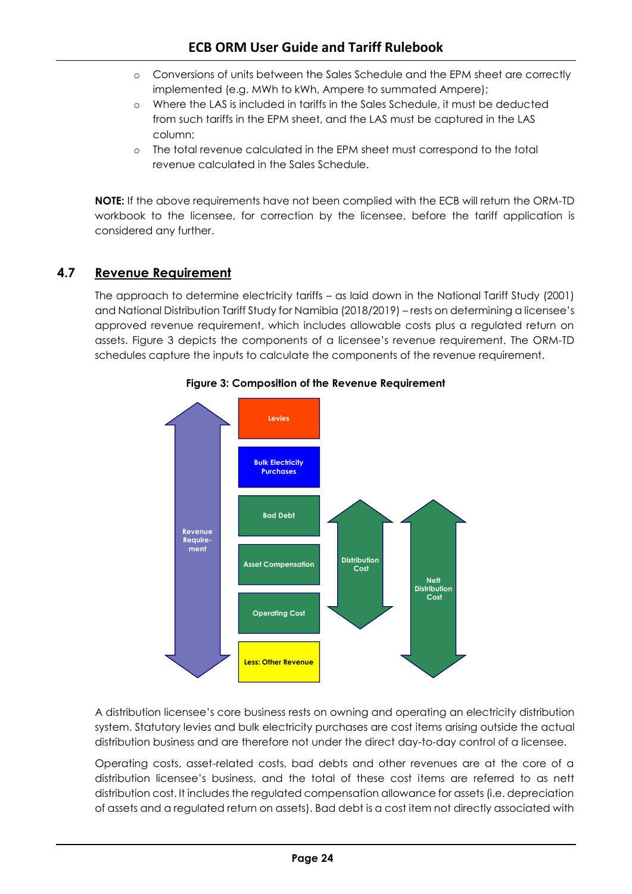- Conversions of units between the Sales Schedule and the EPM sheet are correctly implemented (e.g. MWh to kWh, Ampere to summated Ampere);
- Where the LAS is included in tariffs in the Sales Schedule, it must be deducted from such tariffs in the EPM sheet, and the LAS must be captured in the LAS column;
- The total revenue calculated in the EPM sheet must correspond to the total revenue calculated in the Sales Schedule.

**NOTE:** If the above requirements have not been complied with the ECB will return the ORM-TD workbook to the licensee, for correction by the licensee, before the tariff application is considered any further.

## 4.7 Revenue Requirement

The approach to determine electricity tariffs – as laid down in the National Tariff Study (2001) and National Distribution Tariff Study for Namibia (2018/2019) – rests on determining a licensee's approved revenue requirement, which includes allowable costs plus a regulated return on assets. Figure 3 depicts the components of a licensee's revenue requirement. The ORM-TD schedules capture the inputs to calculate the components of the revenue requirement.

**Figure 3: Composition of the Revenue Requirement**

Revenue Requirement: Levies; Bulk Electricity Purchases; Bad Debt; Asset Compensation; Operating Cost; Less: Other Revenue

Distribution Cost: Bad Debt; Asset Compensation; Operating Cost

Nett Distribution Cost: Bad Debt; Asset Compensation; Operating Cost; Less: Other Revenue

A distribution licensee's core business rests on owning and operating an electricity distribution system. Statutory levies and bulk electricity purchases are cost items arising outside the actual distribution business and are therefore not under the direct day-to-day control of a licensee.

Operating costs, asset-related costs, bad debts and other revenues are at the core of a distribution licensee's business, and the total of these cost items are referred to as nett distribution cost. It includes the regulated compensation allowance for assets (i.e. depreciation of assets and a regulated return on assets). Bad debt is a cost item not directly associated with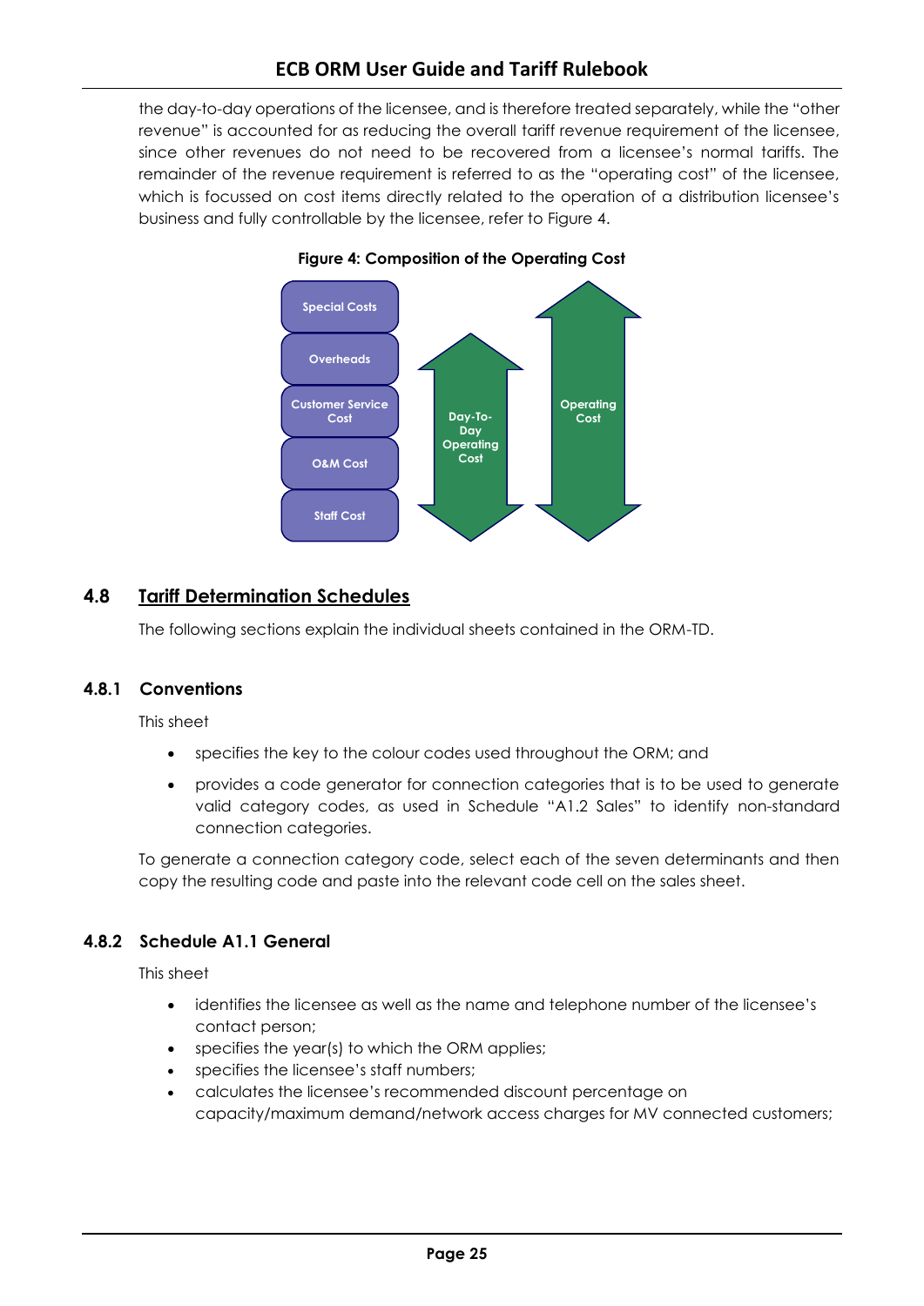the day-to-day operations of the licensee, and is therefore treated separately, while the "other revenue" is accounted for as reducing the overall tariff revenue requirement of the licensee, since other revenues do not need to be recovered from a licensee's normal tariffs. The remainder of the revenue requirement is referred to as the "operating cost" of the licensee, which is focussed on cost items directly related to the operation of a distribution licensee's business and fully controllable by the licensee, refer to Figure 4.

**Figure 4: Composition of the Operating Cost**

Special Costs

Overheads

Customer Service Cost

O&M Cost

Staff Cost

Day-To-Day Operating Cost

Operating Cost

## 4.8 Tariff Determination Schedules

The following sections explain the individual sheets contained in the ORM-TD.

### 4.8.1 Conventions

This sheet

- specifies the key to the colour codes used throughout the ORM; and
- provides a code generator for connection categories that is to be used to generate valid category codes, as used in Schedule "A1.2 Sales" to identify non-standard connection categories.

To generate a connection category code, select each of the seven determinants and then copy the resulting code and paste into the relevant code cell on the sales sheet.

### 4.8.2 Schedule A1.1 General

This sheet

- identifies the licensee as well as the name and telephone number of the licensee's contact person;
- specifies the year(s) to which the ORM applies;
- specifies the licensee's staff numbers;
- calculates the licensee's recommended discount percentage on capacity/maximum demand/network access charges for MV connected customers;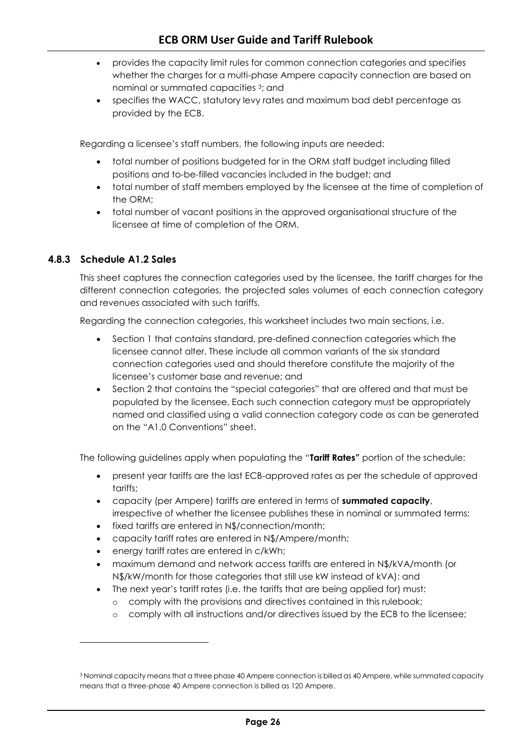- provides the capacity limit rules for common connection categories and specifies whether the charges for a multi-phase Ampere capacity connection are based on nominal or summated capacities [3]; and
- specifies the WACC, statutory levy rates and maximum bad debt percentage as provided by the ECB.

Regarding a licensee's staff numbers, the following inputs are needed:

- total number of positions budgeted for in the ORM staff budget including filled positions and to-be-filled vacancies included in the budget; and
- total number of staff members employed by the licensee at the time of completion of the ORM;
- total number of vacant positions in the approved organisational structure of the licensee at time of completion of the ORM.

### 4.8.3 Schedule A1.2 Sales

This sheet captures the connection categories used by the licensee, the tariff charges for the different connection categories, the projected sales volumes of each connection category and revenues associated with such tariffs.

Regarding the connection categories, this worksheet includes two main sections, i.e.

- Section 1 that contains standard, pre-defined connection categories which the licensee cannot alter. These include all common variants of the six standard connection categories used and should therefore constitute the majority of the licensee's customer base and revenue; and
- Section 2 that contains the "special categories" that are offered and that must be populated by the licensee. Each such connection category must be appropriately named and classified using a valid connection category code as can be generated on the "A1.0 Conventions" sheet.

The following guidelines apply when populating the "**Tariff Rates"** portion of the schedule:

- present year tariffs are the last ECB-approved rates as per the schedule of approved tariffs;
- capacity (per Ampere) tariffs are entered in terms of **summated capacity**, irrespective of whether the licensee publishes these in nominal or summated terms;
- fixed tariffs are entered in N$/connection/month;
- capacity tariff rates are entered in N$/Ampere/month;
- energy tariff rates are entered in c/kWh;
- maximum demand and network access tariffs are entered in N$/kVA/month (or N$/kW/month for those categories that still use kW instead of kVA); and
- The next year's tariff rates (i.e. the tariffs that are being applied for) must:
  - comply with the provisions and directives contained in this rulebook;
  - comply with all instructions and/or directives issued by the ECB to the licensee;

---

[3] Nominal capacity means that a three phase 40 Ampere connection is billed as 40 Ampere, while summated capacity means that a three-phase 40 Ampere connection is billed as 120 Ampere.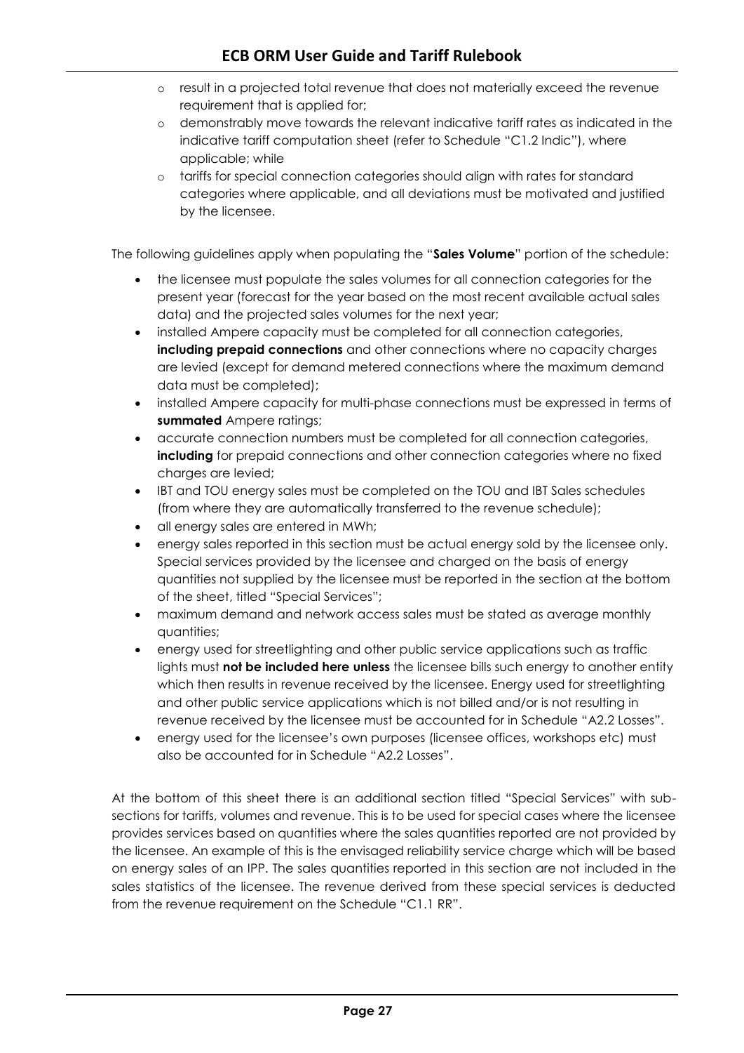- result in a projected total revenue that does not materially exceed the revenue requirement that is applied for;
    - demonstrably move towards the relevant indicative tariff rates as indicated in the indicative tariff computation sheet (refer to Schedule "C1.2 Indic"), where applicable; while
    - tariffs for special connection categories should align with rates for standard categories where applicable, and all deviations must be motivated and justified by the licensee.

The following guidelines apply when populating the "**Sales Volume**" portion of the schedule:

- the licensee must populate the sales volumes for all connection categories for the present year (forecast for the year based on the most recent available actual sales data) and the projected sales volumes for the next year;
- installed Ampere capacity must be completed for all connection categories, **including prepaid connections** and other connections where no capacity charges are levied (except for demand metered connections where the maximum demand data must be completed);
- installed Ampere capacity for multi-phase connections must be expressed in terms of **summated** Ampere ratings;
- accurate connection numbers must be completed for all connection categories, **including** for prepaid connections and other connection categories where no fixed charges are levied;
- IBT and TOU energy sales must be completed on the TOU and IBT Sales schedules (from where they are automatically transferred to the revenue schedule);
- all energy sales are entered in MWh;
- energy sales reported in this section must be actual energy sold by the licensee only. Special services provided by the licensee and charged on the basis of energy quantities not supplied by the licensee must be reported in the section at the bottom of the sheet, titled "Special Services";
- maximum demand and network access sales must be stated as average monthly quantities;
- energy used for streetlighting and other public service applications such as traffic lights must **not be included here unless** the licensee bills such energy to another entity which then results in revenue received by the licensee. Energy used for streetlighting and other public service applications which is not billed and/or is not resulting in revenue received by the licensee must be accounted for in Schedule "A2.2 Losses".
- energy used for the licensee's own purposes (licensee offices, workshops etc) must also be accounted for in Schedule "A2.2 Losses".

At the bottom of this sheet there is an additional section titled "Special Services" with sub-sections for tariffs, volumes and revenue. This is to be used for special cases where the licensee provides services based on quantities where the sales quantities reported are not provided by the licensee. An example of this is the envisaged reliability service charge which will be based on energy sales of an IPP. The sales quantities reported in this section are not included in the sales statistics of the licensee. The revenue derived from these special services is deducted from the revenue requirement on the Schedule "C1.1 RR".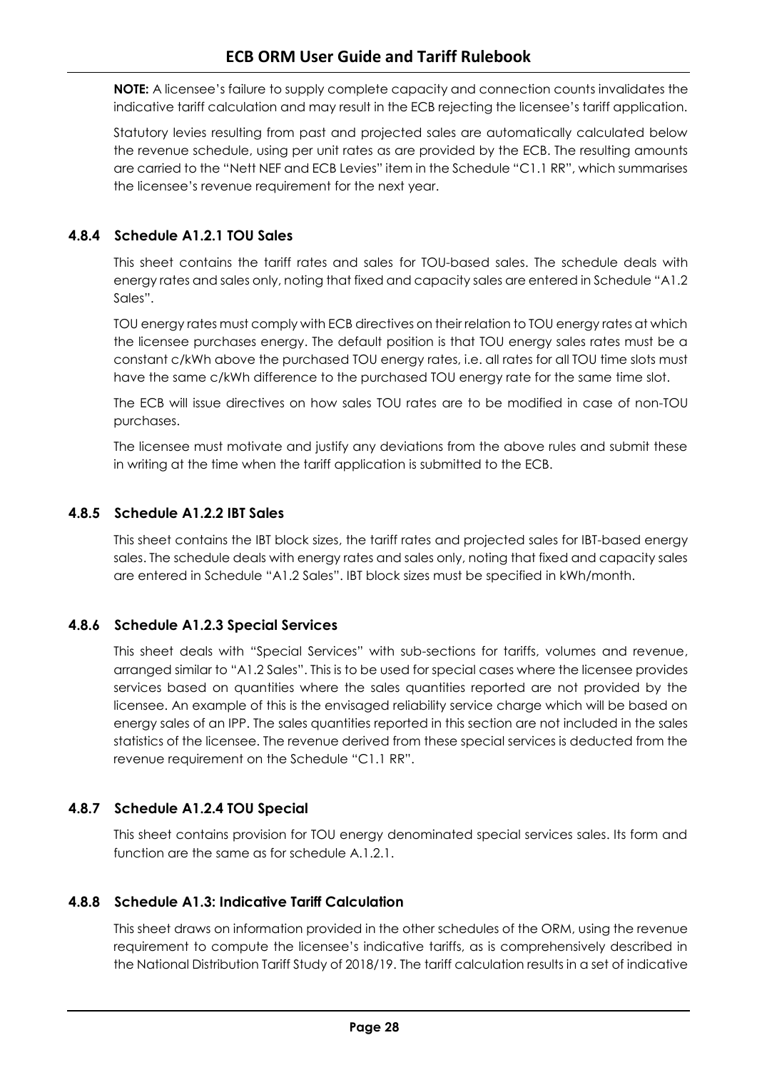**NOTE:** A licensee's failure to supply complete capacity and connection counts invalidates the indicative tariff calculation and may result in the ECB rejecting the licensee's tariff application.

Statutory levies resulting from past and projected sales are automatically calculated below the revenue schedule, using per unit rates as are provided by the ECB. The resulting amounts are carried to the "Nett NEF and ECB Levies" item in the Schedule "C1.1 RR", which summarises the licensee's revenue requirement for the next year.

### 4.8.4 Schedule A1.2.1 TOU Sales

This sheet contains the tariff rates and sales for TOU-based sales. The schedule deals with energy rates and sales only, noting that fixed and capacity sales are entered in Schedule "A1.2 Sales".

TOU energy rates must comply with ECB directives on their relation to TOU energy rates at which the licensee purchases energy. The default position is that TOU energy sales rates must be a constant c/kWh above the purchased TOU energy rates, i.e. all rates for all TOU time slots must have the same c/kWh difference to the purchased TOU energy rate for the same time slot.

The ECB will issue directives on how sales TOU rates are to be modified in case of non-TOU purchases.

The licensee must motivate and justify any deviations from the above rules and submit these in writing at the time when the tariff application is submitted to the ECB.

### 4.8.5 Schedule A1.2.2 IBT Sales

This sheet contains the IBT block sizes, the tariff rates and projected sales for IBT-based energy sales. The schedule deals with energy rates and sales only, noting that fixed and capacity sales are entered in Schedule "A1.2 Sales". IBT block sizes must be specified in kWh/month.

### 4.8.6 Schedule A1.2.3 Special Services

This sheet deals with "Special Services" with sub-sections for tariffs, volumes and revenue, arranged similar to "A1.2 Sales". This is to be used for special cases where the licensee provides services based on quantities where the sales quantities reported are not provided by the licensee. An example of this is the envisaged reliability service charge which will be based on energy sales of an IPP. The sales quantities reported in this section are not included in the sales statistics of the licensee. The revenue derived from these special services is deducted from the revenue requirement on the Schedule "C1.1 RR".

### 4.8.7 Schedule A1.2.4 TOU Special

This sheet contains provision for TOU energy denominated special services sales. Its form and function are the same as for schedule A.1.2.1.

### 4.8.8 Schedule A1.3: Indicative Tariff Calculation

This sheet draws on information provided in the other schedules of the ORM, using the revenue requirement to compute the licensee's indicative tariffs, as is comprehensively described in the National Distribution Tariff Study of 2018/19. The tariff calculation results in a set of indicative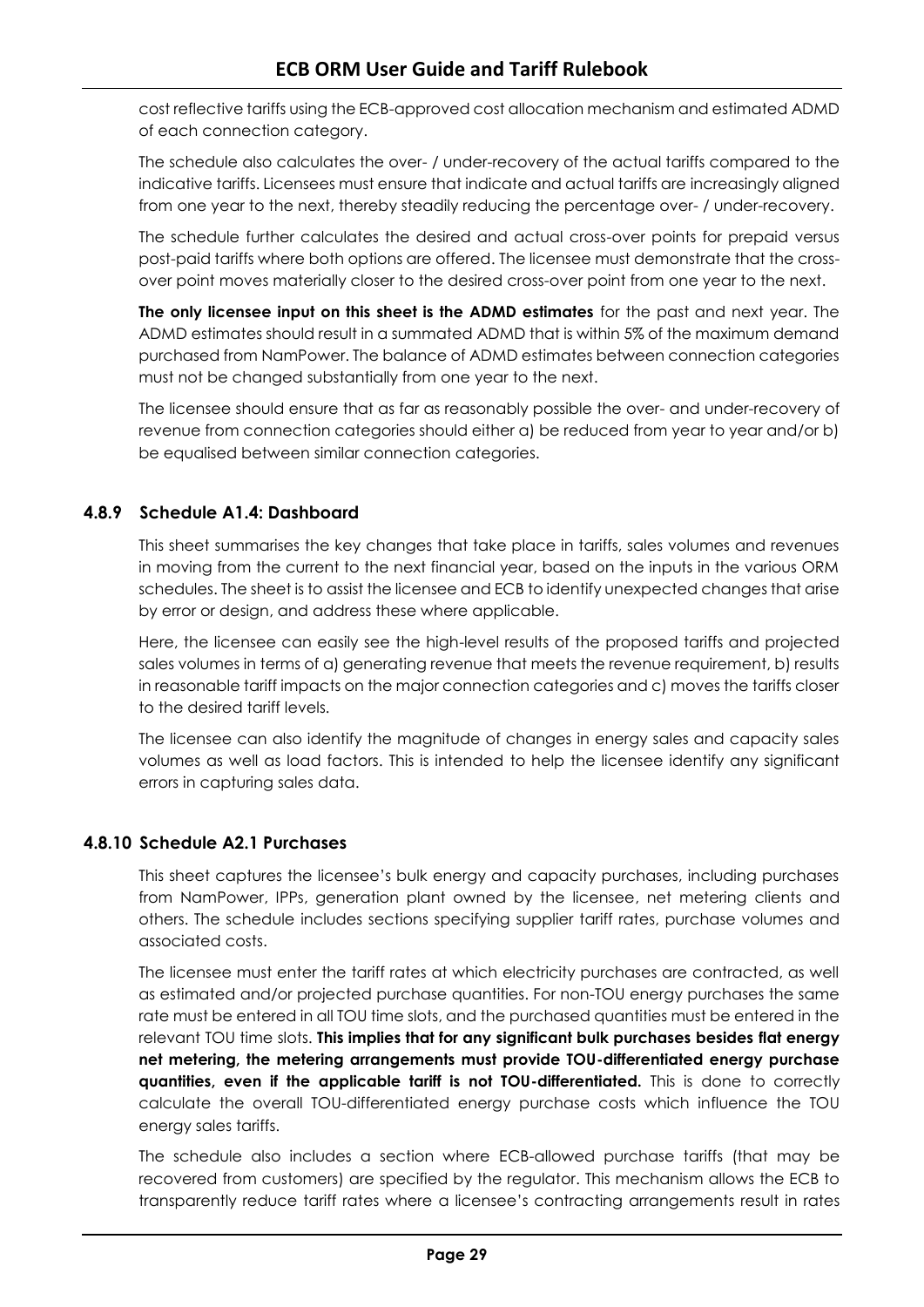cost reflective tariffs using the ECB-approved cost allocation mechanism and estimated ADMD of each connection category.

The schedule also calculates the over- / under-recovery of the actual tariffs compared to the indicative tariffs. Licensees must ensure that indicate and actual tariffs are increasingly aligned from one year to the next, thereby steadily reducing the percentage over- / under-recovery.

The schedule further calculates the desired and actual cross-over points for prepaid versus post-paid tariffs where both options are offered. The licensee must demonstrate that the cross-over point moves materially closer to the desired cross-over point from one year to the next.

**The only licensee input on this sheet is the ADMD estimates** for the past and next year. The ADMD estimates should result in a summated ADMD that is within 5% of the maximum demand purchased from NamPower. The balance of ADMD estimates between connection categories must not be changed substantially from one year to the next.

The licensee should ensure that as far as reasonably possible the over- and under-recovery of revenue from connection categories should either a) be reduced from year to year and/or b) be equalised between similar connection categories.

### 4.8.9 Schedule A1.4: Dashboard

This sheet summarises the key changes that take place in tariffs, sales volumes and revenues in moving from the current to the next financial year, based on the inputs in the various ORM schedules. The sheet is to assist the licensee and ECB to identify unexpected changes that arise by error or design, and address these where applicable.

Here, the licensee can easily see the high-level results of the proposed tariffs and projected sales volumes in terms of a) generating revenue that meets the revenue requirement, b) results in reasonable tariff impacts on the major connection categories and c) moves the tariffs closer to the desired tariff levels.

The licensee can also identify the magnitude of changes in energy sales and capacity sales volumes as well as load factors. This is intended to help the licensee identify any significant errors in capturing sales data.

### 4.8.10 Schedule A2.1 Purchases

This sheet captures the licensee's bulk energy and capacity purchases, including purchases from NamPower, IPPs, generation plant owned by the licensee, net metering clients and others. The schedule includes sections specifying supplier tariff rates, purchase volumes and associated costs.

The licensee must enter the tariff rates at which electricity purchases are contracted, as well as estimated and/or projected purchase quantities. For non-TOU energy purchases the same rate must be entered in all TOU time slots, and the purchased quantities must be entered in the relevant TOU time slots. **This implies that for any significant bulk purchases besides flat energy net metering, the metering arrangements must provide TOU-differentiated energy purchase quantities, even if the applicable tariff is not TOU-differentiated.** This is done to correctly calculate the overall TOU-differentiated energy purchase costs which influence the TOU energy sales tariffs.

The schedule also includes a section where ECB-allowed purchase tariffs (that may be recovered from customers) are specified by the regulator. This mechanism allows the ECB to transparently reduce tariff rates where a licensee's contracting arrangements result in rates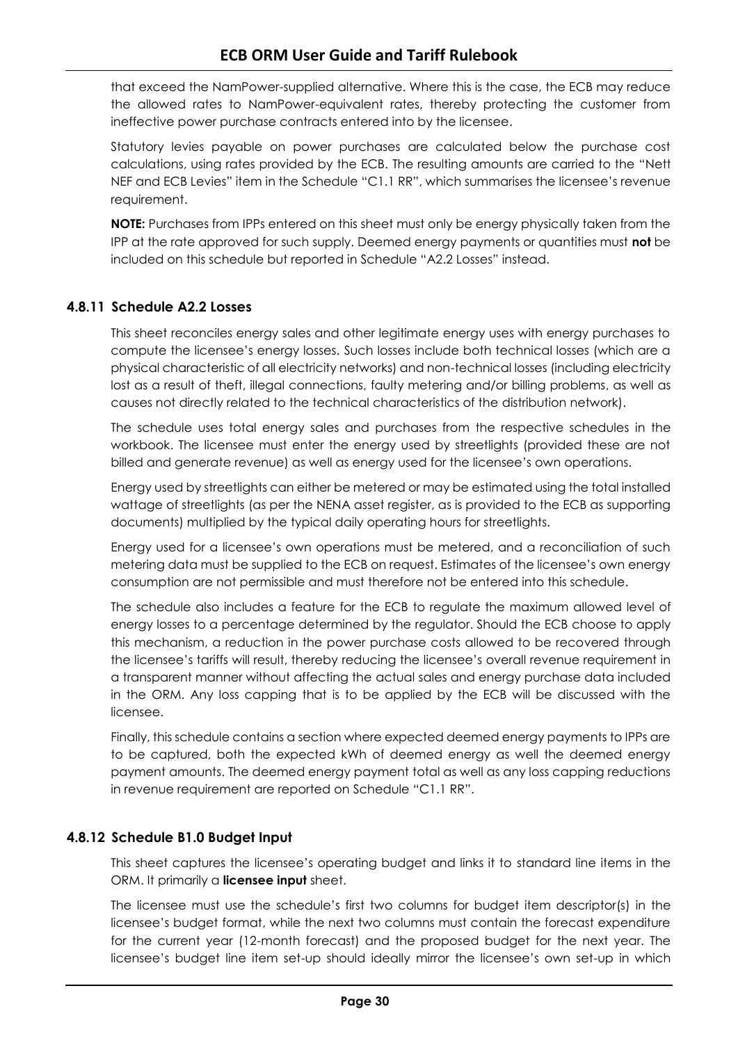that exceed the NamPower-supplied alternative. Where this is the case, the ECB may reduce the allowed rates to NamPower-equivalent rates, thereby protecting the customer from ineffective power purchase contracts entered into by the licensee.

Statutory levies payable on power purchases are calculated below the purchase cost calculations, using rates provided by the ECB. The resulting amounts are carried to the "Nett NEF and ECB Levies" item in the Schedule "C1.1 RR", which summarises the licensee's revenue requirement.

**NOTE:** Purchases from IPPs entered on this sheet must only be energy physically taken from the IPP at the rate approved for such supply. Deemed energy payments or quantities must **not** be included on this schedule but reported in Schedule "A2.2 Losses" instead.

### 4.8.11 Schedule A2.2 Losses

This sheet reconciles energy sales and other legitimate energy uses with energy purchases to compute the licensee's energy losses. Such losses include both technical losses (which are a physical characteristic of all electricity networks) and non-technical losses (including electricity lost as a result of theft, illegal connections, faulty metering and/or billing problems, as well as causes not directly related to the technical characteristics of the distribution network).

The schedule uses total energy sales and purchases from the respective schedules in the workbook. The licensee must enter the energy used by streetlights (provided these are not billed and generate revenue) as well as energy used for the licensee's own operations.

Energy used by streetlights can either be metered or may be estimated using the total installed wattage of streetlights (as per the NENA asset register, as is provided to the ECB as supporting documents) multiplied by the typical daily operating hours for streetlights.

Energy used for a licensee's own operations must be metered, and a reconciliation of such metering data must be supplied to the ECB on request. Estimates of the licensee's own energy consumption are not permissible and must therefore not be entered into this schedule.

The schedule also includes a feature for the ECB to regulate the maximum allowed level of energy losses to a percentage determined by the regulator. Should the ECB choose to apply this mechanism, a reduction in the power purchase costs allowed to be recovered through the licensee's tariffs will result, thereby reducing the licensee's overall revenue requirement in a transparent manner without affecting the actual sales and energy purchase data included in the ORM. Any loss capping that is to be applied by the ECB will be discussed with the licensee.

Finally, this schedule contains a section where expected deemed energy payments to IPPs are to be captured, both the expected kWh of deemed energy as well the deemed energy payment amounts. The deemed energy payment total as well as any loss capping reductions in revenue requirement are reported on Schedule "C1.1 RR".

### 4.8.12 Schedule B1.0 Budget Input

This sheet captures the licensee's operating budget and links it to standard line items in the ORM. It primarily a **licensee input** sheet.

The licensee must use the schedule's first two columns for budget item descriptor(s) in the licensee's budget format, while the next two columns must contain the forecast expenditure for the current year (12-month forecast) and the proposed budget for the next year. The licensee's budget line item set-up should ideally mirror the licensee's own set-up in which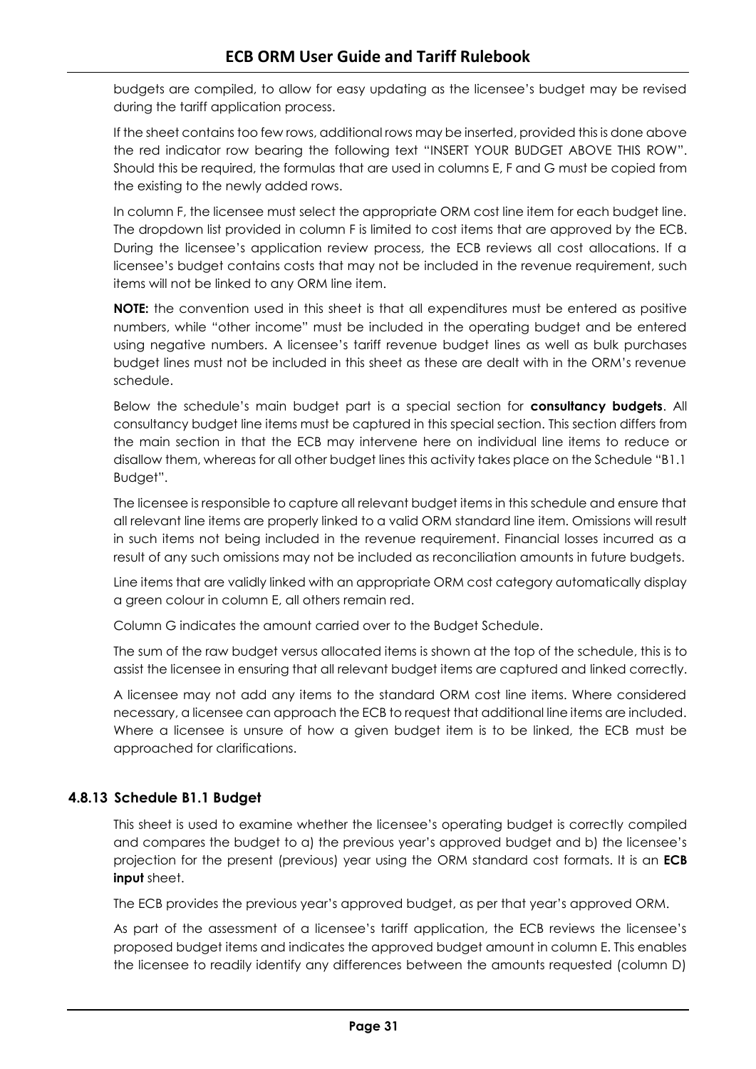budgets are compiled, to allow for easy updating as the licensee's budget may be revised during the tariff application process.

If the sheet contains too few rows, additional rows may be inserted, provided this is done above the red indicator row bearing the following text "INSERT YOUR BUDGET ABOVE THIS ROW". Should this be required, the formulas that are used in columns E, F and G must be copied from the existing to the newly added rows.

In column F, the licensee must select the appropriate ORM cost line item for each budget line. The dropdown list provided in column F is limited to cost items that are approved by the ECB. During the licensee's application review process, the ECB reviews all cost allocations. If a licensee's budget contains costs that may not be included in the revenue requirement, such items will not be linked to any ORM line item.

**NOTE:** the convention used in this sheet is that all expenditures must be entered as positive numbers, while "other income" must be included in the operating budget and be entered using negative numbers. A licensee's tariff revenue budget lines as well as bulk purchases budget lines must not be included in this sheet as these are dealt with in the ORM's revenue schedule.

Below the schedule's main budget part is a special section for **consultancy budgets**. All consultancy budget line items must be captured in this special section. This section differs from the main section in that the ECB may intervene here on individual line items to reduce or disallow them, whereas for all other budget lines this activity takes place on the Schedule "B1.1 Budget".

The licensee is responsible to capture all relevant budget items in this schedule and ensure that all relevant line items are properly linked to a valid ORM standard line item. Omissions will result in such items not being included in the revenue requirement. Financial losses incurred as a result of any such omissions may not be included as reconciliation amounts in future budgets.

Line items that are validly linked with an appropriate ORM cost category automatically display a green colour in column E, all others remain red.

Column G indicates the amount carried over to the Budget Schedule.

The sum of the raw budget versus allocated items is shown at the top of the schedule, this is to assist the licensee in ensuring that all relevant budget items are captured and linked correctly.

A licensee may not add any items to the standard ORM cost line items. Where considered necessary, a licensee can approach the ECB to request that additional line items are included. Where a licensee is unsure of how a given budget item is to be linked, the ECB must be approached for clarifications.

### 4.8.13 Schedule B1.1 Budget

This sheet is used to examine whether the licensee's operating budget is correctly compiled and compares the budget to a) the previous year's approved budget and b) the licensee's projection for the present (previous) year using the ORM standard cost formats. It is an **ECB input** sheet.

The ECB provides the previous year's approved budget, as per that year's approved ORM.

As part of the assessment of a licensee's tariff application, the ECB reviews the licensee's proposed budget items and indicates the approved budget amount in column E. This enables the licensee to readily identify any differences between the amounts requested (column D)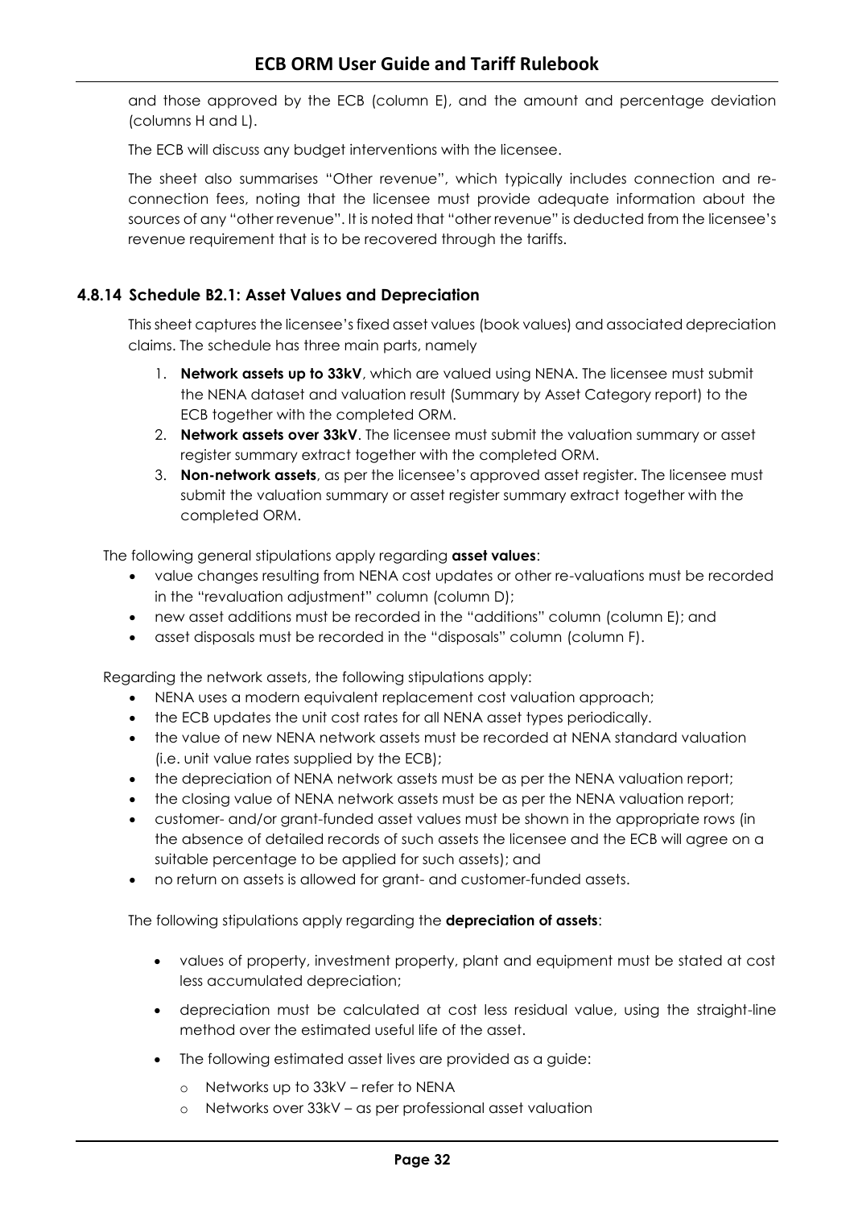and those approved by the ECB (column E), and the amount and percentage deviation (columns H and L).

The ECB will discuss any budget interventions with the licensee.

The sheet also summarises "Other revenue", which typically includes connection and re-connection fees, noting that the licensee must provide adequate information about the sources of any "other revenue". It is noted that "other revenue" is deducted from the licensee's revenue requirement that is to be recovered through the tariffs.

### 4.8.14 Schedule B2.1: Asset Values and Depreciation

This sheet captures the licensee's fixed asset values (book values) and associated depreciation claims. The schedule has three main parts, namely

1. **Network assets up to 33kV**, which are valued using NENA. The licensee must submit the NENA dataset and valuation result (Summary by Asset Category report) to the ECB together with the completed ORM.
2. **Network assets over 33kV**. The licensee must submit the valuation summary or asset register summary extract together with the completed ORM.
3. **Non-network assets**, as per the licensee's approved asset register. The licensee must submit the valuation summary or asset register summary extract together with the completed ORM.

The following general stipulations apply regarding **asset values**:

- value changes resulting from NENA cost updates or other re-valuations must be recorded in the "revaluation adjustment" column (column D);
- new asset additions must be recorded in the "additions" column (column E); and
- asset disposals must be recorded in the "disposals" column (column F).

Regarding the network assets, the following stipulations apply:

- NENA uses a modern equivalent replacement cost valuation approach;
- the ECB updates the unit cost rates for all NENA asset types periodically.
- the value of new NENA network assets must be recorded at NENA standard valuation (i.e. unit value rates supplied by the ECB);
- the depreciation of NENA network assets must be as per the NENA valuation report;
- the closing value of NENA network assets must be as per the NENA valuation report;
- customer- and/or grant-funded asset values must be shown in the appropriate rows (in the absence of detailed records of such assets the licensee and the ECB will agree on a suitable percentage to be applied for such assets); and
- no return on assets is allowed for grant- and customer-funded assets.

The following stipulations apply regarding the **depreciation of assets**:

- values of property, investment property, plant and equipment must be stated at cost less accumulated depreciation;
- depreciation must be calculated at cost less residual value, using the straight-line method over the estimated useful life of the asset.
- The following estimated asset lives are provided as a guide:
  - Networks up to 33kV – refer to NENA
  - Networks over 33kV – as per professional asset valuation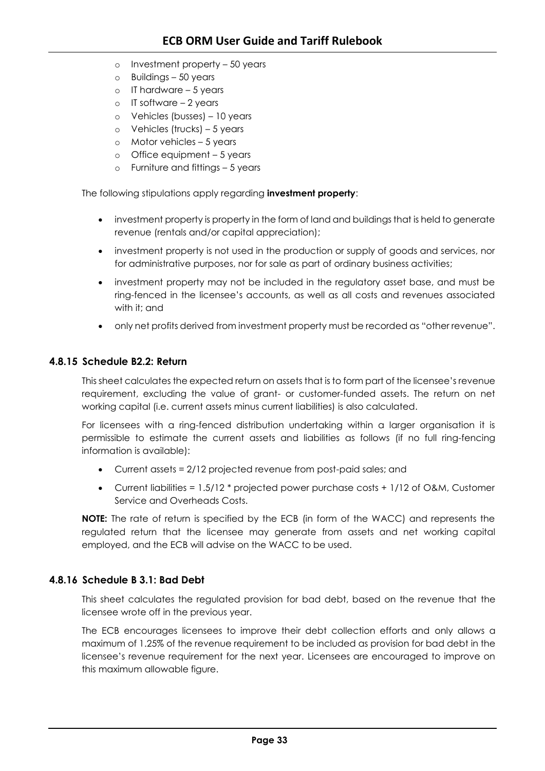- Investment property – 50 years
- Buildings – 50 years
- IT hardware – 5 years
- IT software – 2 years
- Vehicles (busses) – 10 years
- Vehicles (trucks) – 5 years
- Motor vehicles – 5 years
- Office equipment – 5 years
- Furniture and fittings – 5 years

The following stipulations apply regarding **investment property**:

- investment property is property in the form of land and buildings that is held to generate revenue (rentals and/or capital appreciation);
- investment property is not used in the production or supply of goods and services, nor for administrative purposes, nor for sale as part of ordinary business activities;
- investment property may not be included in the regulatory asset base, and must be ring-fenced in the licensee's accounts, as well as all costs and revenues associated with it; and
- only net profits derived from investment property must be recorded as "other revenue".

### 4.8.15 Schedule B2.2: Return

This sheet calculates the expected return on assets that is to form part of the licensee's revenue requirement, excluding the value of grant- or customer-funded assets. The return on net working capital (i.e. current assets minus current liabilities) is also calculated.

For licensees with a ring-fenced distribution undertaking within a larger organisation it is permissible to estimate the current assets and liabilities as follows (if no full ring-fencing information is available):

- Current assets = 2/12 projected revenue from post-paid sales; and
- Current liabilities = 1.5/12 * projected power purchase costs + 1/12 of O&M, Customer Service and Overheads Costs.

**NOTE:** The rate of return is specified by the ECB (in form of the WACC) and represents the regulated return that the licensee may generate from assets and net working capital employed, and the ECB will advise on the WACC to be used.

### 4.8.16 Schedule B 3.1: Bad Debt

This sheet calculates the regulated provision for bad debt, based on the revenue that the licensee wrote off in the previous year.

The ECB encourages licensees to improve their debt collection efforts and only allows a maximum of 1.25% of the revenue requirement to be included as provision for bad debt in the licensee's revenue requirement for the next year. Licensees are encouraged to improve on this maximum allowable figure.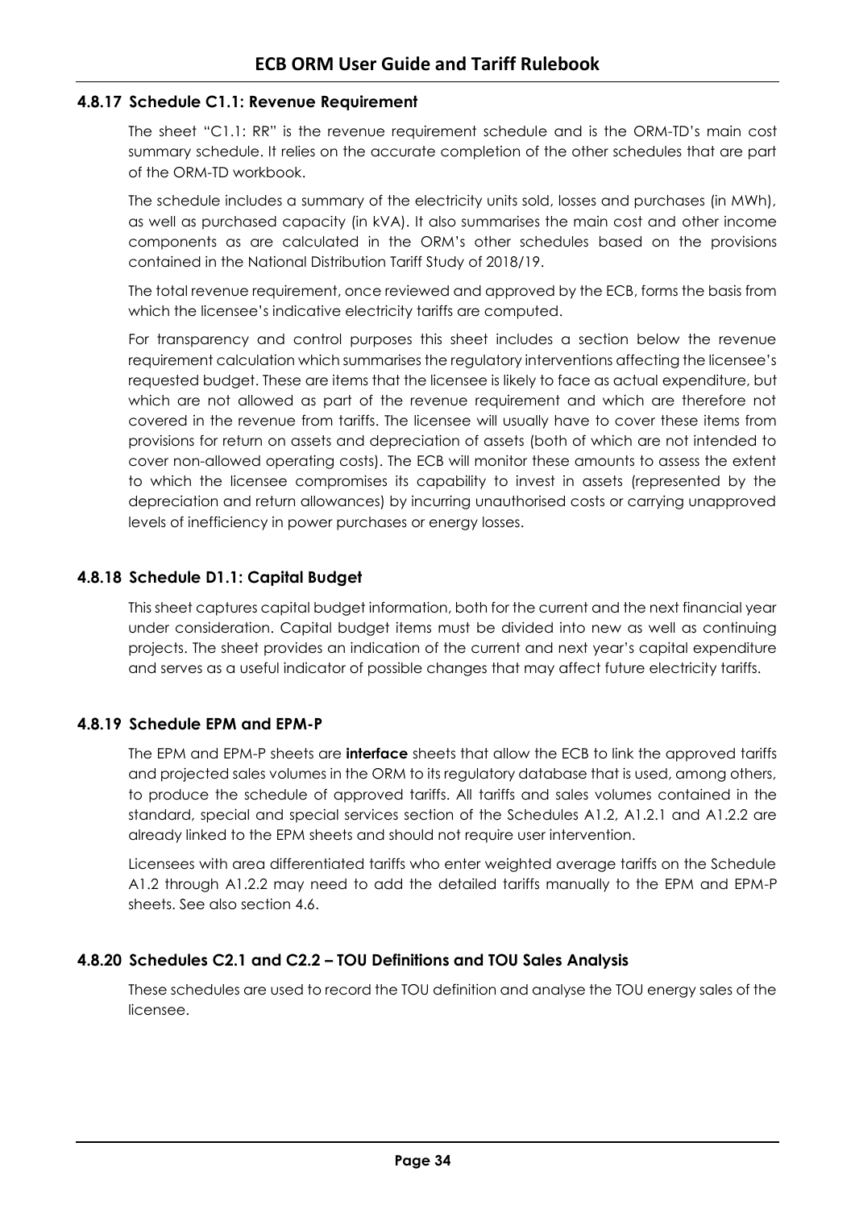### 4.8.17 Schedule C1.1: Revenue Requirement

The sheet "C1.1: RR" is the revenue requirement schedule and is the ORM-TD's main cost summary schedule. It relies on the accurate completion of the other schedules that are part of the ORM-TD workbook.

The schedule includes a summary of the electricity units sold, losses and purchases (in MWh), as well as purchased capacity (in kVA). It also summarises the main cost and other income components as are calculated in the ORM's other schedules based on the provisions contained in the National Distribution Tariff Study of 2018/19.

The total revenue requirement, once reviewed and approved by the ECB, forms the basis from which the licensee's indicative electricity tariffs are computed.

For transparency and control purposes this sheet includes a section below the revenue requirement calculation which summarises the regulatory interventions affecting the licensee's requested budget. These are items that the licensee is likely to face as actual expenditure, but which are not allowed as part of the revenue requirement and which are therefore not covered in the revenue from tariffs. The licensee will usually have to cover these items from provisions for return on assets and depreciation of assets (both of which are not intended to cover non-allowed operating costs). The ECB will monitor these amounts to assess the extent to which the licensee compromises its capability to invest in assets (represented by the depreciation and return allowances) by incurring unauthorised costs or carrying unapproved levels of inefficiency in power purchases or energy losses.

### 4.8.18 Schedule D1.1: Capital Budget

This sheet captures capital budget information, both for the current and the next financial year under consideration. Capital budget items must be divided into new as well as continuing projects. The sheet provides an indication of the current and next year's capital expenditure and serves as a useful indicator of possible changes that may affect future electricity tariffs.

### 4.8.19 Schedule EPM and EPM-P

The EPM and EPM-P sheets are **interface** sheets that allow the ECB to link the approved tariffs and projected sales volumes in the ORM to its regulatory database that is used, among others, to produce the schedule of approved tariffs. All tariffs and sales volumes contained in the standard, special and special services section of the Schedules A1.2, A1.2.1 and A1.2.2 are already linked to the EPM sheets and should not require user intervention.

Licensees with area differentiated tariffs who enter weighted average tariffs on the Schedule A1.2 through A1.2.2 may need to add the detailed tariffs manually to the EPM and EPM-P sheets. See also section 4.6.

### 4.8.20 Schedules C2.1 and C2.2 – TOU Definitions and TOU Sales Analysis

These schedules are used to record the TOU definition and analyse the TOU energy sales of the licensee.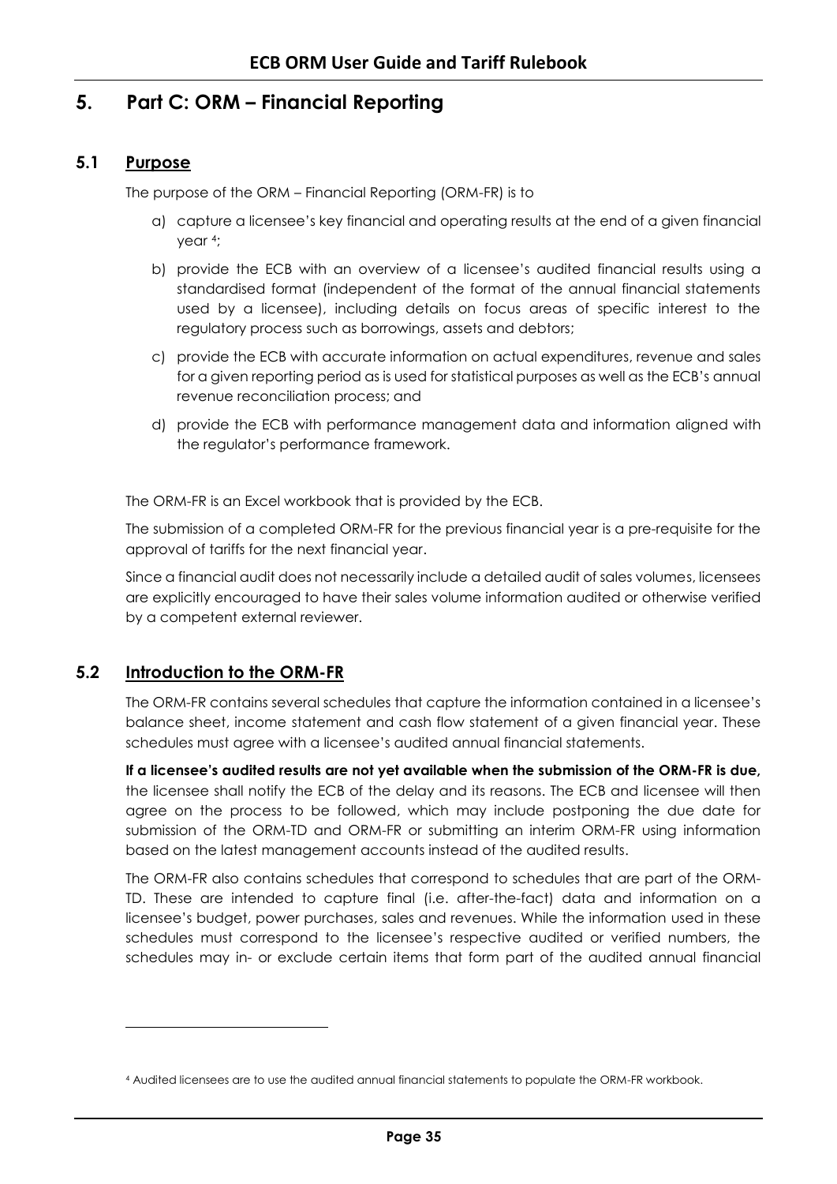# 5. Part C: ORM – Financial Reporting

## 5.1 Purpose

The purpose of the ORM – Financial Reporting (ORM-FR) is to

a) capture a licensee's key financial and operating results at the end of a given financial year [4];

b) provide the ECB with an overview of a licensee's audited financial results using a standardised format (independent of the format of the annual financial statements used by a licensee), including details on focus areas of specific interest to the regulatory process such as borrowings, assets and debtors;

c) provide the ECB with accurate information on actual expenditures, revenue and sales for a given reporting period as is used for statistical purposes as well as the ECB's annual revenue reconciliation process; and

d) provide the ECB with performance management data and information aligned with the regulator's performance framework.

The ORM-FR is an Excel workbook that is provided by the ECB.

The submission of a completed ORM-FR for the previous financial year is a pre-requisite for the approval of tariffs for the next financial year.

Since a financial audit does not necessarily include a detailed audit of sales volumes, licensees are explicitly encouraged to have their sales volume information audited or otherwise verified by a competent external reviewer.

## 5.2 Introduction to the ORM-FR

The ORM-FR contains several schedules that capture the information contained in a licensee's balance sheet, income statement and cash flow statement of a given financial year. These schedules must agree with a licensee's audited annual financial statements.

**If a licensee's audited results are not yet available when the submission of the ORM-FR is due,** the licensee shall notify the ECB of the delay and its reasons. The ECB and licensee will then agree on the process to be followed, which may include postponing the due date for submission of the ORM-TD and ORM-FR or submitting an interim ORM-FR using information based on the latest management accounts instead of the audited results.

The ORM-FR also contains schedules that correspond to schedules that are part of the ORM-TD. These are intended to capture final (i.e. after-the-fact) data and information on a licensee's budget, power purchases, sales and revenues. While the information used in these schedules must correspond to the licensee's respective audited or verified numbers, the schedules may in- or exclude certain items that form part of the audited annual financial

[4] Audited licensees are to use the audited annual financial statements to populate the ORM-FR workbook.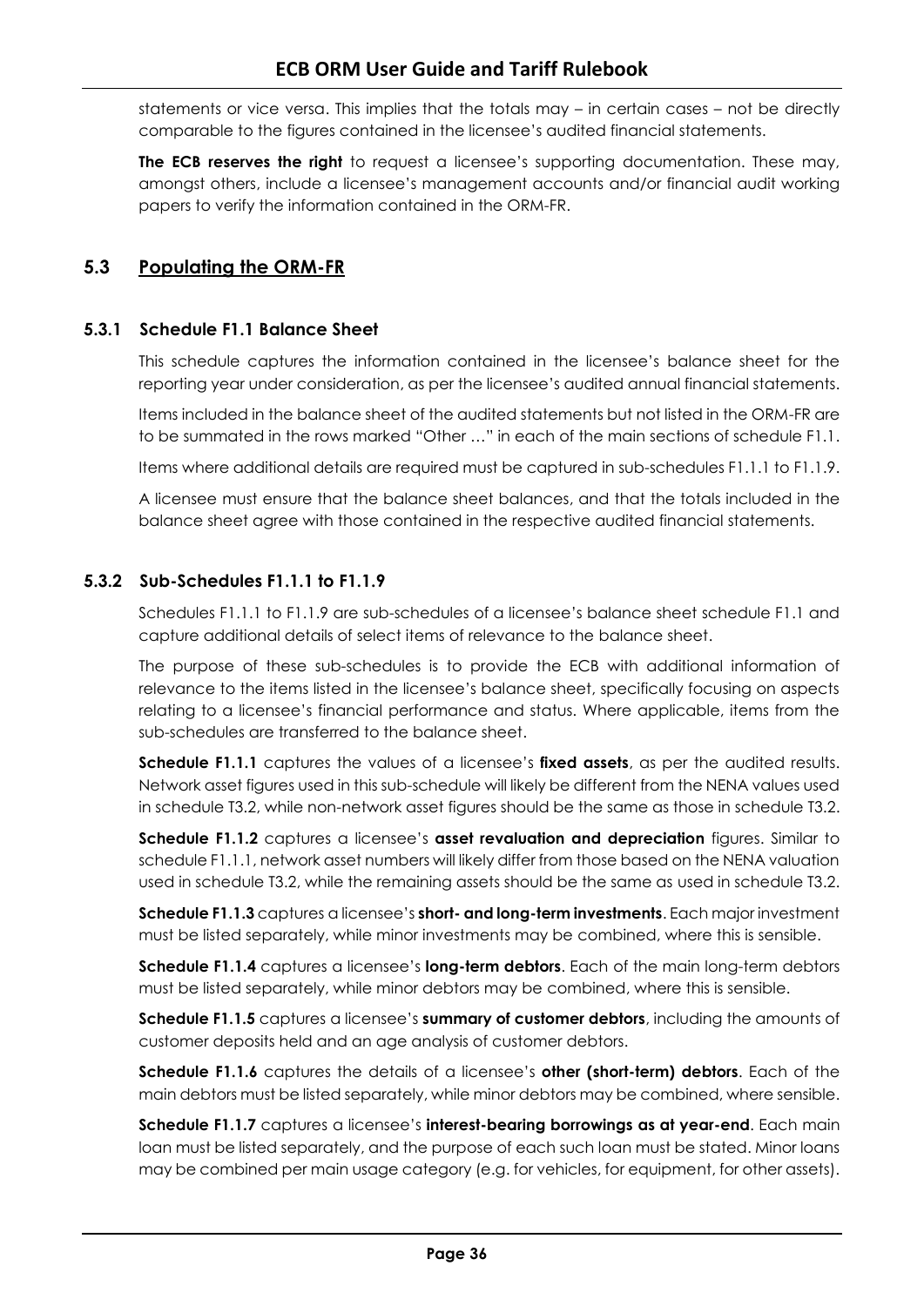statements or vice versa. This implies that the totals may – in certain cases – not be directly comparable to the figures contained in the licensee's audited financial statements.

**The ECB reserves the right** to request a licensee's supporting documentation. These may, amongst others, include a licensee's management accounts and/or financial audit working papers to verify the information contained in the ORM-FR.

## 5.3 Populating the ORM-FR

### 5.3.1 Schedule F1.1 Balance Sheet

This schedule captures the information contained in the licensee's balance sheet for the reporting year under consideration, as per the licensee's audited annual financial statements.

Items included in the balance sheet of the audited statements but not listed in the ORM-FR are to be summated in the rows marked "Other …" in each of the main sections of schedule F1.1.

Items where additional details are required must be captured in sub-schedules F1.1.1 to F1.1.9.

A licensee must ensure that the balance sheet balances, and that the totals included in the balance sheet agree with those contained in the respective audited financial statements.

### 5.3.2 Sub-Schedules F1.1.1 to F1.1.9

Schedules F1.1.1 to F1.1.9 are sub-schedules of a licensee's balance sheet schedule F1.1 and capture additional details of select items of relevance to the balance sheet.

The purpose of these sub-schedules is to provide the ECB with additional information of relevance to the items listed in the licensee's balance sheet, specifically focusing on aspects relating to a licensee's financial performance and status. Where applicable, items from the sub-schedules are transferred to the balance sheet.

**Schedule F1.1.1** captures the values of a licensee's **fixed assets**, as per the audited results. Network asset figures used in this sub-schedule will likely be different from the NENA values used in schedule T3.2, while non-network asset figures should be the same as those in schedule T3.2.

**Schedule F1.1.2** captures a licensee's **asset revaluation and depreciation** figures. Similar to schedule F1.1.1, network asset numbers will likely differ from those based on the NENA valuation used in schedule T3.2, while the remaining assets should be the same as used in schedule T3.2.

**Schedule F1.1.3** captures a licensee's **short- and long-term investments**. Each major investment must be listed separately, while minor investments may be combined, where this is sensible.

**Schedule F1.1.4** captures a licensee's **long-term debtors**. Each of the main long-term debtors must be listed separately, while minor debtors may be combined, where this is sensible.

**Schedule F1.1.5** captures a licensee's **summary of customer debtors**, including the amounts of customer deposits held and an age analysis of customer debtors.

**Schedule F1.1.6** captures the details of a licensee's **other (short-term) debtors**. Each of the main debtors must be listed separately, while minor debtors may be combined, where sensible.

**Schedule F1.1.7** captures a licensee's **interest-bearing borrowings as at year-end**. Each main loan must be listed separately, and the purpose of each such loan must be stated. Minor loans may be combined per main usage category (e.g. for vehicles, for equipment, for other assets).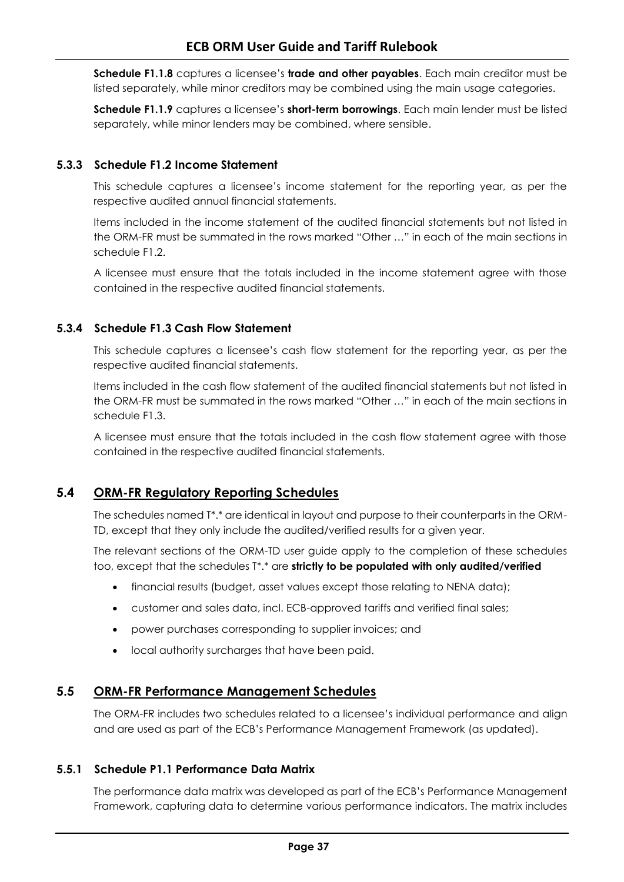**Schedule F1.1.8** captures a licensee's **trade and other payables**. Each main creditor must be listed separately, while minor creditors may be combined using the main usage categories.

**Schedule F1.1.9** captures a licensee's **short-term borrowings**. Each main lender must be listed separately, while minor lenders may be combined, where sensible.

### 5.3.3 Schedule F1.2 Income Statement

This schedule captures a licensee's income statement for the reporting year, as per the respective audited annual financial statements.

Items included in the income statement of the audited financial statements but not listed in the ORM-FR must be summated in the rows marked "Other …" in each of the main sections in schedule F1.2.

A licensee must ensure that the totals included in the income statement agree with those contained in the respective audited financial statements.

### 5.3.4 Schedule F1.3 Cash Flow Statement

This schedule captures a licensee's cash flow statement for the reporting year, as per the respective audited financial statements.

Items included in the cash flow statement of the audited financial statements but not listed in the ORM-FR must be summated in the rows marked "Other …" in each of the main sections in schedule F1.3.

A licensee must ensure that the totals included in the cash flow statement agree with those contained in the respective audited financial statements.

## 5.4 ORM-FR Regulatory Reporting Schedules

The schedules named T*.* are identical in layout and purpose to their counterparts in the ORM-TD, except that they only include the audited/verified results for a given year.

The relevant sections of the ORM-TD user guide apply to the completion of these schedules too, except that the schedules T*.* are **strictly to be populated with only audited/verified**

- financial results (budget, asset values except those relating to NENA data);
- customer and sales data, incl. ECB-approved tariffs and verified final sales;
- power purchases corresponding to supplier invoices; and
- local authority surcharges that have been paid.

## 5.5 ORM-FR Performance Management Schedules

The ORM-FR includes two schedules related to a licensee's individual performance and align and are used as part of the ECB's Performance Management Framework (as updated).

### 5.5.1 Schedule P1.1 Performance Data Matrix

The performance data matrix was developed as part of the ECB's Performance Management Framework, capturing data to determine various performance indicators. The matrix includes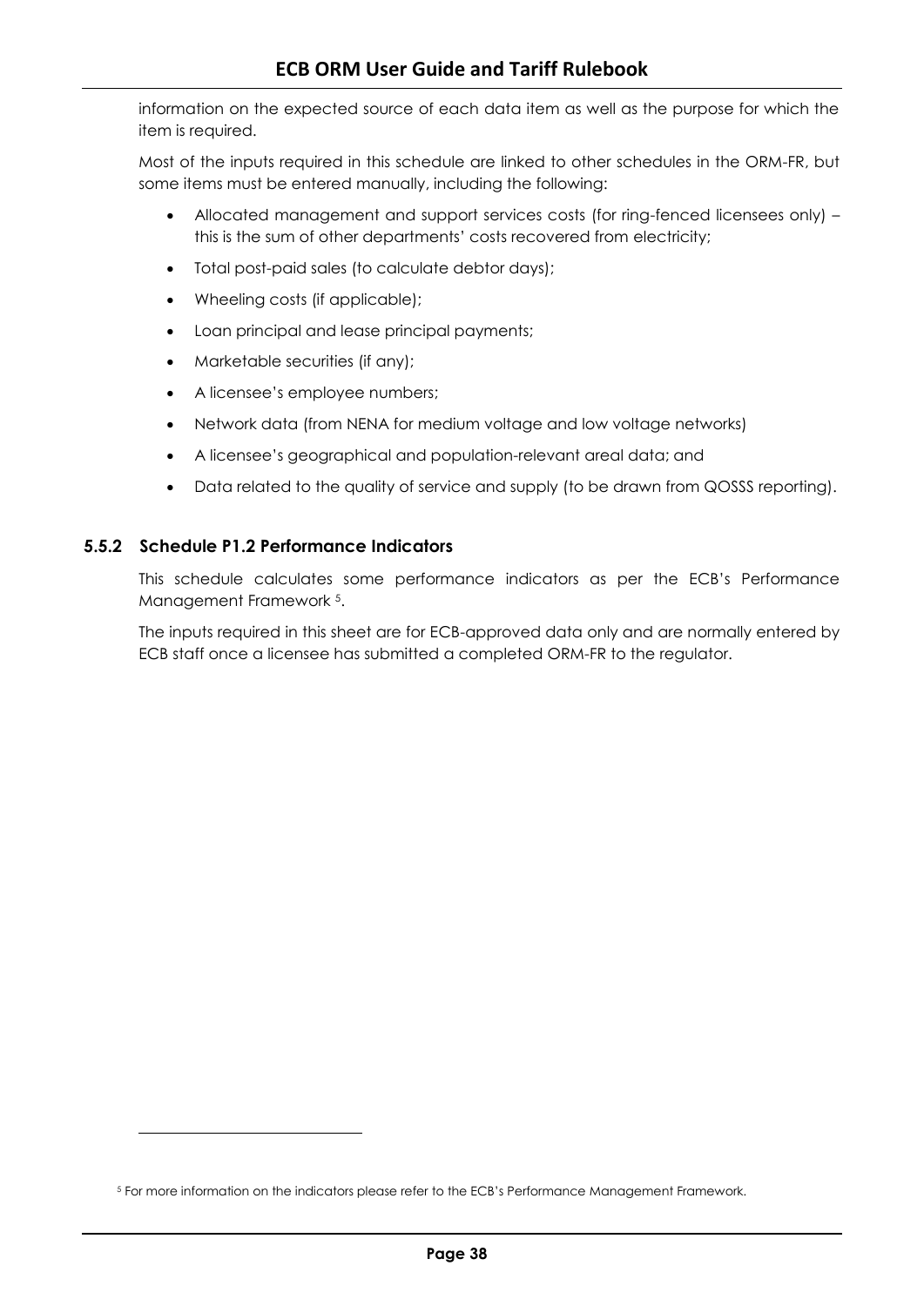information on the expected source of each data item as well as the purpose for which the item is required.

Most of the inputs required in this schedule are linked to other schedules in the ORM-FR, but some items must be entered manually, including the following:

- Allocated management and support services costs (for ring-fenced licensees only) – this is the sum of other departments' costs recovered from electricity;
- Total post-paid sales (to calculate debtor days);
- Wheeling costs (if applicable);
- Loan principal and lease principal payments;
- Marketable securities (if any);
- A licensee's employee numbers;
- Network data (from NENA for medium voltage and low voltage networks)
- A licensee's geographical and population-relevant areal data; and
- Data related to the quality of service and supply (to be drawn from QOSSS reporting).

### 5.5.2 Schedule P1.2 Performance Indicators

This schedule calculates some performance indicators as per the ECB's Performance Management Framework [5].

The inputs required in this sheet are for ECB-approved data only and are normally entered by ECB staff once a licensee has submitted a completed ORM-FR to the regulator.

[5] For more information on the indicators please refer to the ECB's Performance Management Framework.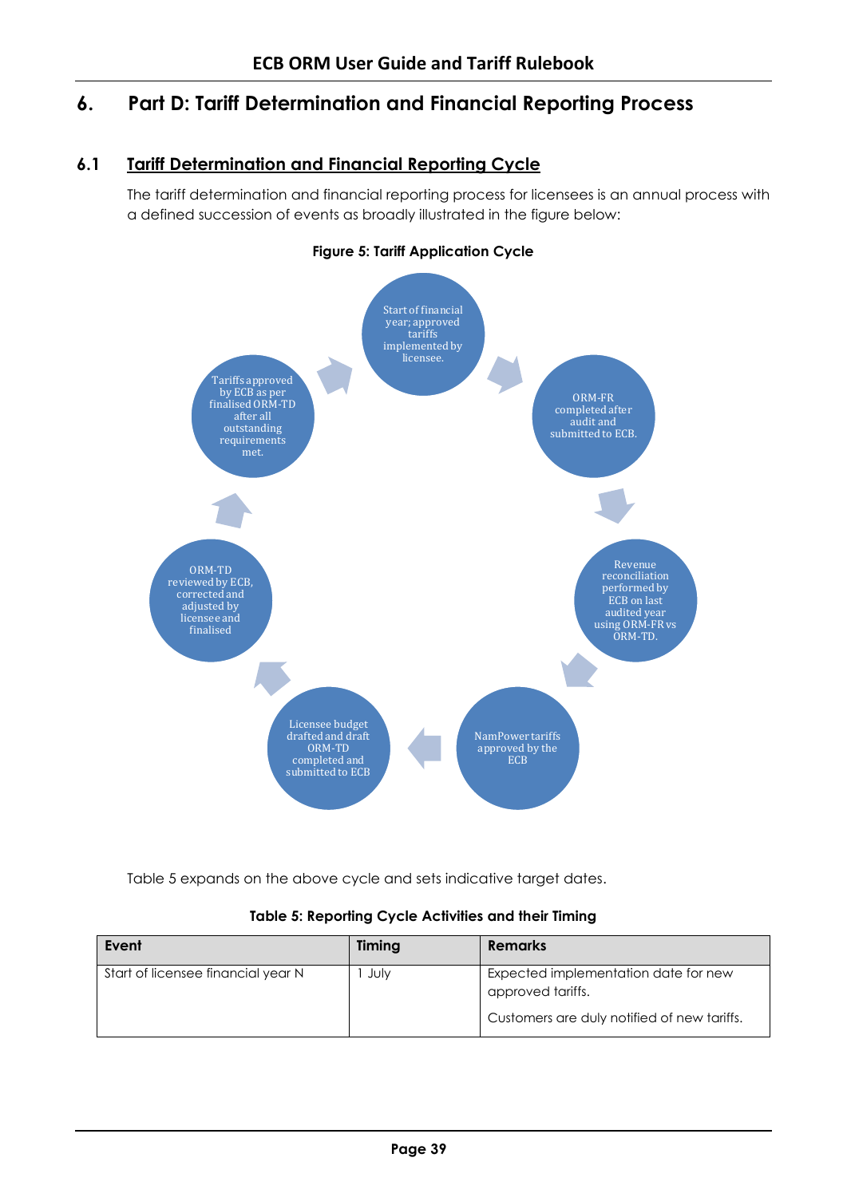# 6. Part D: Tariff Determination and Financial Reporting Process

## 6.1 Tariff Determination and Financial Reporting Cycle

The tariff determination and financial reporting process for licensees is an annual process with a defined succession of events as broadly illustrated in the figure below:

**Figure 5: Tariff Application Cycle**

Start of financial year; approved tariffs implemented by licensee.

ORM-FR completed after audit and submitted to ECB.

Revenue reconciliation performed by ECB on last audited year using ORM-FR vs ORM-TD.

NamPower tariffs approved by the ECB

Licensee budget drafted and draft ORM-TD completed and submitted to ECB

ORM-TD reviewed by ECB, corrected and adjusted by licensee and finalised

Tariffs approved by ECB as per finalised ORM-TD after all outstanding requirements met.

Table 5 expands on the above cycle and sets indicative target dates.

**Table 5: Reporting Cycle Activities and their Timing**

| Event | Timing | Remarks |
|---|---|---|
| Start of licensee financial year N | 1 July | Expected implementation date for new approved tariffs.<br><br>Customers are duly notified of new tariffs. |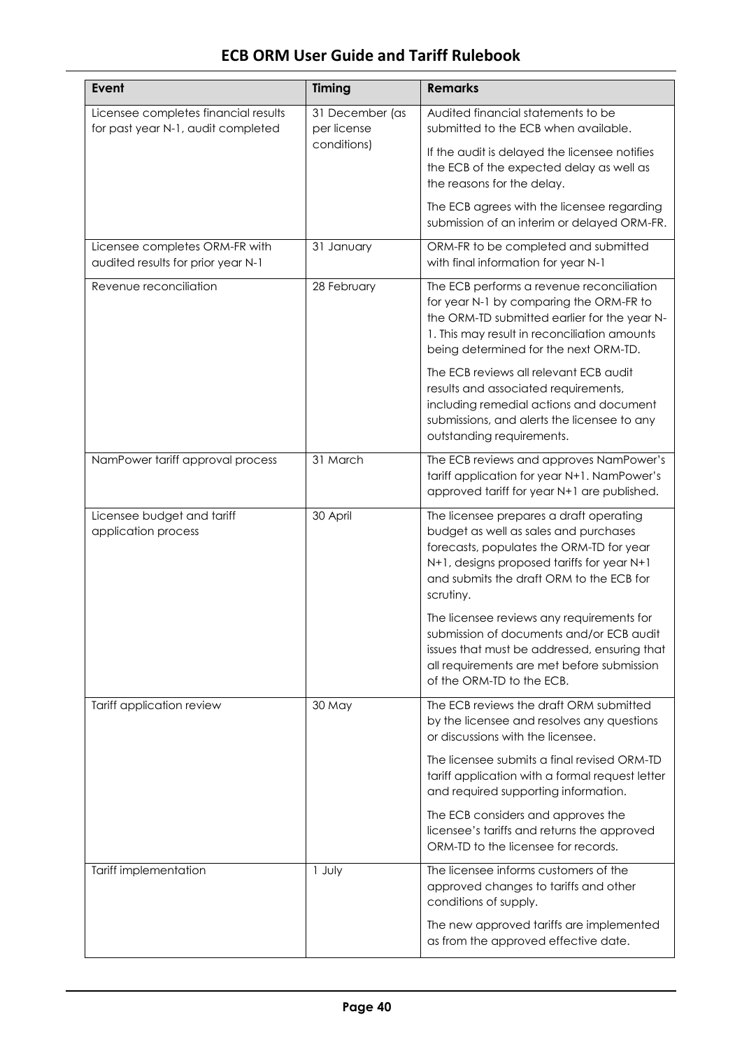| Event | Timing | Remarks |
|---|---|---|
| Licensee completes financial results for past year N-1, audit completed | 31 December (as per license conditions) | Audited financial statements to be submitted to the ECB when available.<br><br>If the audit is delayed the licensee notifies the ECB of the expected delay as well as the reasons for the delay.<br><br>The ECB agrees with the licensee regarding submission of an interim or delayed ORM-FR. |
| Licensee completes ORM-FR with audited results for prior year N-1 | 31 January | ORM-FR to be completed and submitted with final information for year N-1 |
| Revenue reconciliation | 28 February | The ECB performs a revenue reconciliation for year N-1 by comparing the ORM-FR to the ORM-TD submitted earlier for the year N-1. This may result in reconciliation amounts being determined for the next ORM-TD.<br><br>The ECB reviews all relevant ECB audit results and associated requirements, including remedial actions and document submissions, and alerts the licensee to any outstanding requirements. |
| NamPower tariff approval process | 31 March | The ECB reviews and approves NamPower's tariff application for year N+1. NamPower's approved tariff for year N+1 are published. |
| Licensee budget and tariff application process | 30 April | The licensee prepares a draft operating budget as well as sales and purchases forecasts, populates the ORM-TD for year N+1, designs proposed tariffs for year N+1 and submits the draft ORM to the ECB for scrutiny.<br><br>The licensee reviews any requirements for submission of documents and/or ECB audit issues that must be addressed, ensuring that all requirements are met before submission of the ORM-TD to the ECB. |
| Tariff application review | 30 May | The ECB reviews the draft ORM submitted by the licensee and resolves any questions or discussions with the licensee.<br><br>The licensee submits a final revised ORM-TD tariff application with a formal request letter and required supporting information.<br><br>The ECB considers and approves the licensee's tariffs and returns the approved ORM-TD to the licensee for records. |
| Tariff implementation | 1 July | The licensee informs customers of the approved changes to tariffs and other conditions of supply.<br><br>The new approved tariffs are implemented as from the approved effective date. |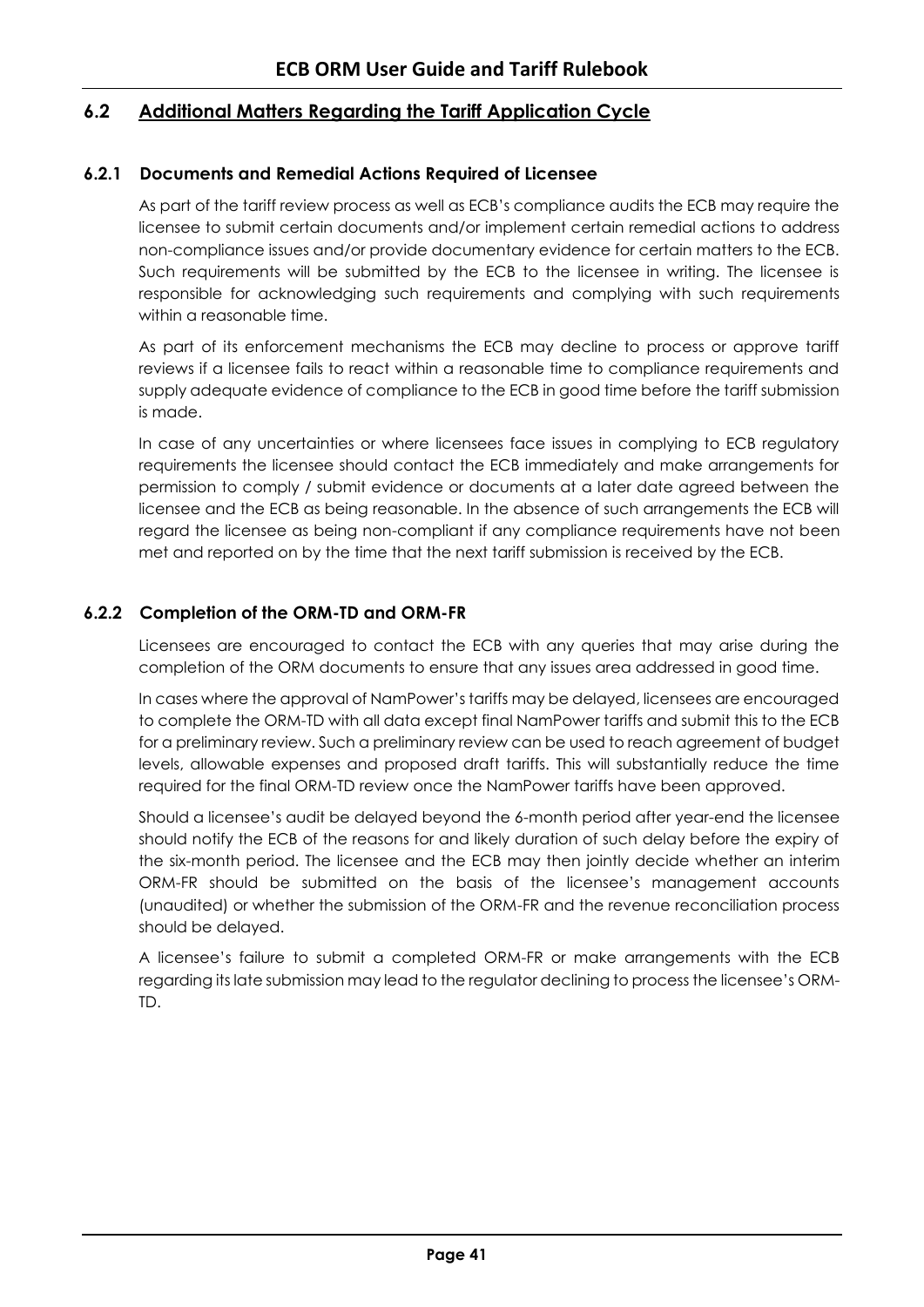## 6.2 Additional Matters Regarding the Tariff Application Cycle

### 6.2.1 Documents and Remedial Actions Required of Licensee

As part of the tariff review process as well as ECB's compliance audits the ECB may require the licensee to submit certain documents and/or implement certain remedial actions to address non-compliance issues and/or provide documentary evidence for certain matters to the ECB. Such requirements will be submitted by the ECB to the licensee in writing. The licensee is responsible for acknowledging such requirements and complying with such requirements within a reasonable time.

As part of its enforcement mechanisms the ECB may decline to process or approve tariff reviews if a licensee fails to react within a reasonable time to compliance requirements and supply adequate evidence of compliance to the ECB in good time before the tariff submission is made.

In case of any uncertainties or where licensees face issues in complying to ECB regulatory requirements the licensee should contact the ECB immediately and make arrangements for permission to comply / submit evidence or documents at a later date agreed between the licensee and the ECB as being reasonable. In the absence of such arrangements the ECB will regard the licensee as being non-compliant if any compliance requirements have not been met and reported on by the time that the next tariff submission is received by the ECB.

### 6.2.2 Completion of the ORM-TD and ORM-FR

Licensees are encouraged to contact the ECB with any queries that may arise during the completion of the ORM documents to ensure that any issues area addressed in good time.

In cases where the approval of NamPower's tariffs may be delayed, licensees are encouraged to complete the ORM-TD with all data except final NamPower tariffs and submit this to the ECB for a preliminary review. Such a preliminary review can be used to reach agreement of budget levels, allowable expenses and proposed draft tariffs. This will substantially reduce the time required for the final ORM-TD review once the NamPower tariffs have been approved.

Should a licensee's audit be delayed beyond the 6-month period after year-end the licensee should notify the ECB of the reasons for and likely duration of such delay before the expiry of the six-month period. The licensee and the ECB may then jointly decide whether an interim ORM-FR should be submitted on the basis of the licensee's management accounts (unaudited) or whether the submission of the ORM-FR and the revenue reconciliation process should be delayed.

A licensee's failure to submit a completed ORM-FR or make arrangements with the ECB regarding its late submission may lead to the regulator declining to process the licensee's ORM-TD.